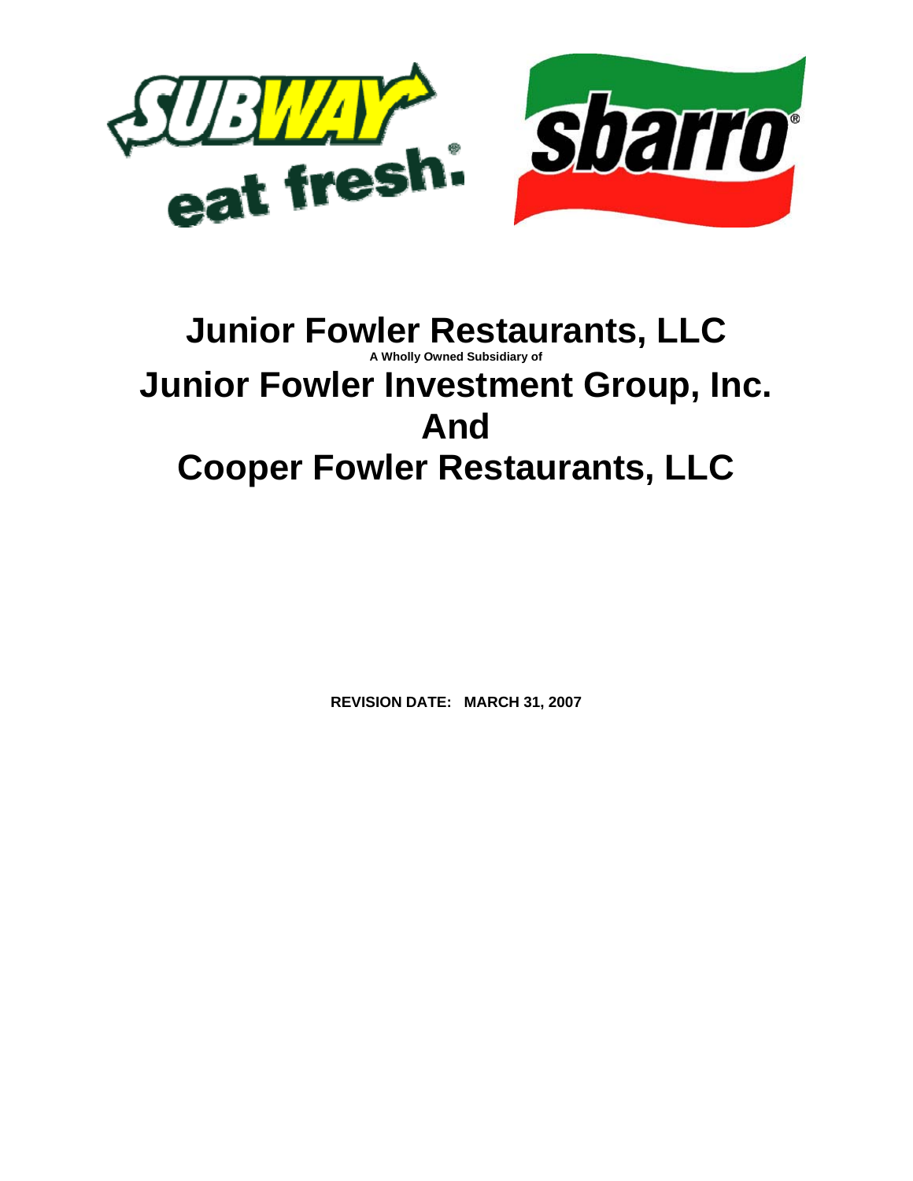# Junior Fowler Restaurants, LLC

**A Wholly Owned Subsidiary of**

# Junior Fowler Investment Group, Inc.

# And

# Cooper Fowler Restaurants, LLC

**REVISION DATE: MARCH 31, 2007**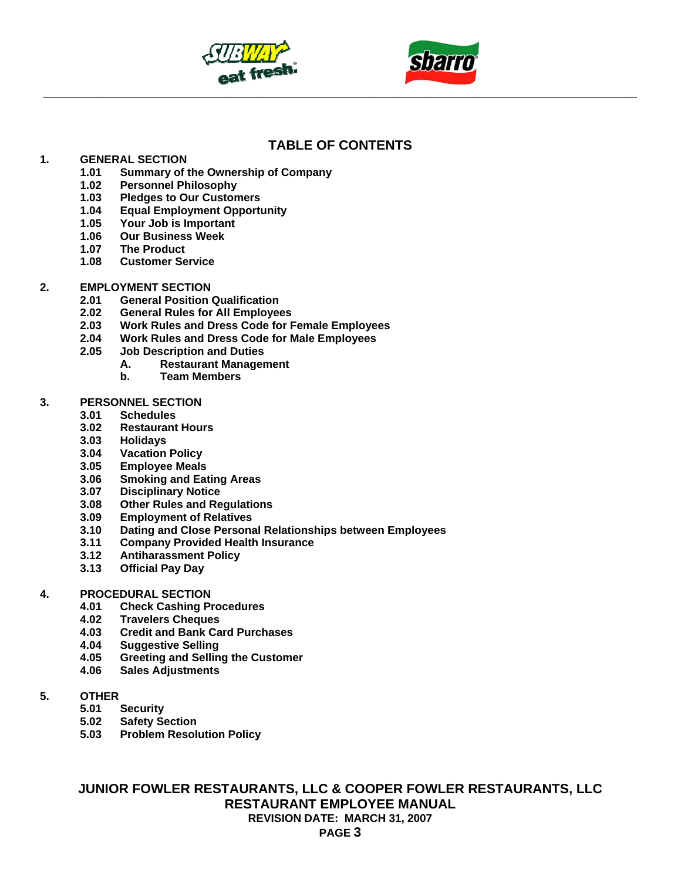# TABLE OF CONTENTS

1. **GENERAL SECTION**
   - 1.01 Summary of the Ownership of Company
   - 1.02 Personnel Philosophy
   - 1.03 Pledges to Our Customers
   - 1.04 Equal Employment Opportunity
   - 1.05 Your Job is Important
   - 1.06 Our Business Week
   - 1.07 The Product
   - 1.08 Customer Service

2. **EMPLOYMENT SECTION**
   - 2.01 General Position Qualification
   - 2.02 General Rules for All Employees
   - 2.03 Work Rules and Dress Code for Female Employees
   - 2.04 Work Rules and Dress Code for Male Employees
   - 2.05 Job Description and Duties
     - A. Restaurant Management
     - b. Team Members

3. **PERSONNEL SECTION**
   - 3.01 Schedules
   - 3.02 Restaurant Hours
   - 3.03 Holidays
   - 3.04 Vacation Policy
   - 3.05 Employee Meals
   - 3.06 Smoking and Eating Areas
   - 3.07 Disciplinary Notice
   - 3.08 Other Rules and Regulations
   - 3.09 Employment of Relatives
   - 3.10 Dating and Close Personal Relationships between Employees
   - 3.11 Company Provided Health Insurance
   - 3.12 Antiharassment Policy
   - 3.13 Official Pay Day

4. **PROCEDURAL SECTION**
   - 4.01 Check Cashing Procedures
   - 4.02 Travelers Cheques
   - 4.03 Credit and Bank Card Purchases
   - 4.04 Suggestive Selling
   - 4.05 Greeting and Selling the Customer
   - 4.06 Sales Adjustments

5. **OTHER**
   - 5.01 Security
   - 5.02 Safety Section
   - 5.03 Problem Resolution Policy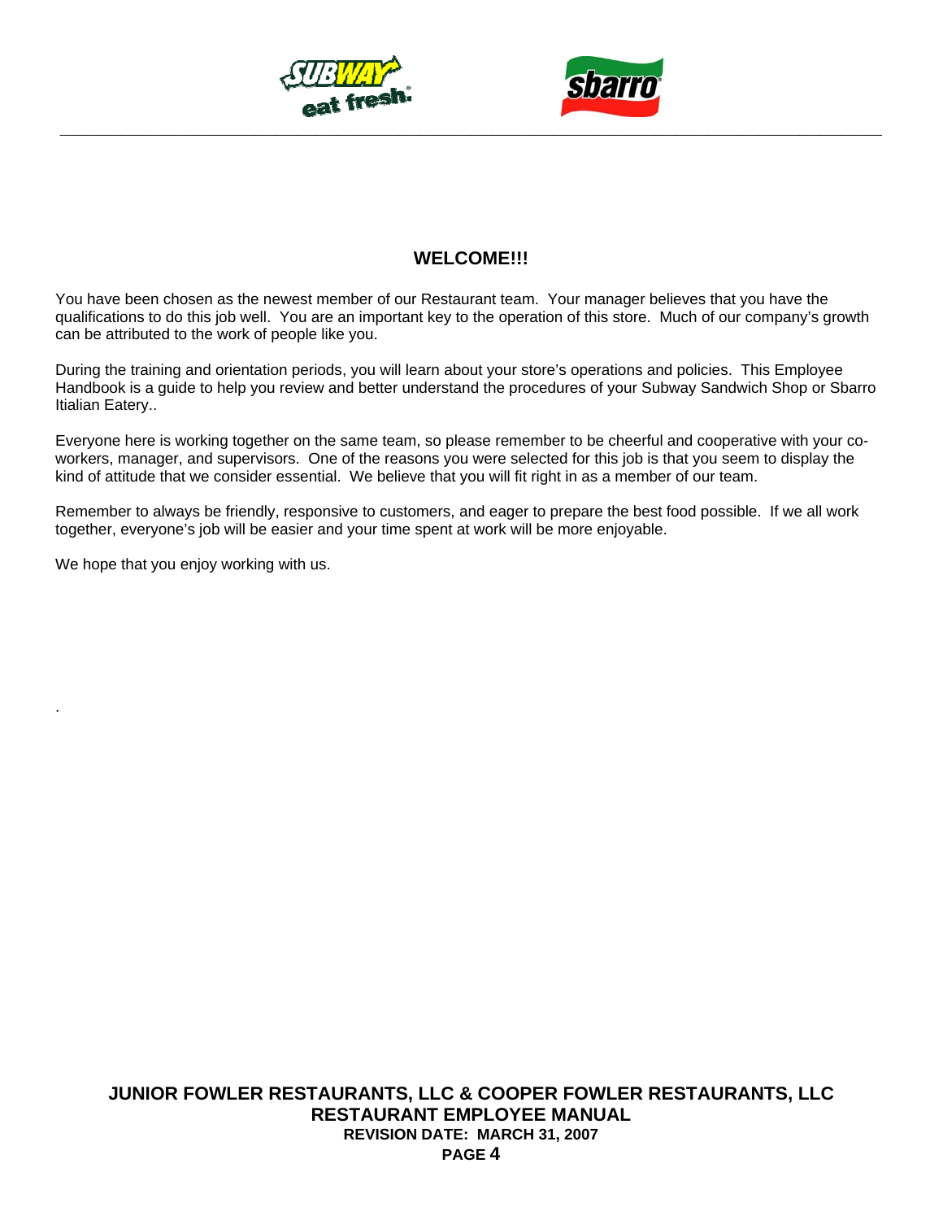# WELCOME!!!

You have been chosen as the newest member of our Restaurant team. Your manager believes that you have the qualifications to do this job well. You are an important key to the operation of this store. Much of our company's growth can be attributed to the work of people like you.

During the training and orientation periods, you will learn about your store's operations and policies. This Employee Handbook is a guide to help you review and better understand the procedures of your Subway Sandwich Shop or Sbarro Itialian Eatery..

Everyone here is working together on the same team, so please remember to be cheerful and cooperative with your co-workers, manager, and supervisors. One of the reasons you were selected for this job is that you seem to display the kind of attitude that we consider essential. We believe that you will fit right in as a member of our team.

Remember to always be friendly, responsive to customers, and eager to prepare the best food possible. If we all work together, everyone's job will be easier and your time spent at work will be more enjoyable.

We hope that you enjoy working with us.

.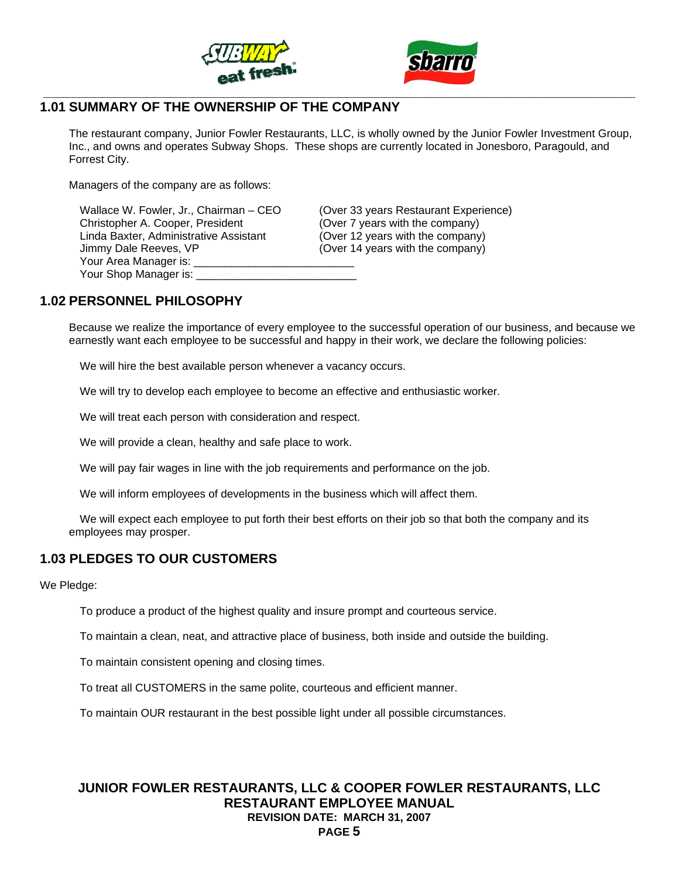## 1.01 SUMMARY OF THE OWNERSHIP OF THE COMPANY

The restaurant company, Junior Fowler Restaurants, LLC, is wholly owned by the Junior Fowler Investment Group, Inc., and owns and operates Subway Shops. These shops are currently located in Jonesboro, Paragould, and Forrest City.

Managers of the company are as follows:

| | |
|---|---|
| Wallace W. Fowler, Jr., Chairman – CEO | (Over 33 years Restaurant Experience) |
| Christopher A. Cooper, President | (Over 7 years with the company) |
| Linda Baxter, Administrative Assistant | (Over 12 years with the company) |
| Jimmy Dale Reeves, VP | (Over 14 years with the company) |

Your Area Manager is: _________________________

Your Shop Manager is: _________________________

## 1.02 PERSONNEL PHILOSOPHY

Because we realize the importance of every employee to the successful operation of our business, and because we earnestly want each employee to be successful and happy in their work, we declare the following policies:

We will hire the best available person whenever a vacancy occurs.

We will try to develop each employee to become an effective and enthusiastic worker.

We will treat each person with consideration and respect.

We will provide a clean, healthy and safe place to work.

We will pay fair wages in line with the job requirements and performance on the job.

We will inform employees of developments in the business which will affect them.

We will expect each employee to put forth their best efforts on their job so that both the company and its employees may prosper.

## 1.03 PLEDGES TO OUR CUSTOMERS

We Pledge:

To produce a product of the highest quality and insure prompt and courteous service.

To maintain a clean, neat, and attractive place of business, both inside and outside the building.

To maintain consistent opening and closing times.

To treat all CUSTOMERS in the same polite, courteous and efficient manner.

To maintain OUR restaurant in the best possible light under all possible circumstances.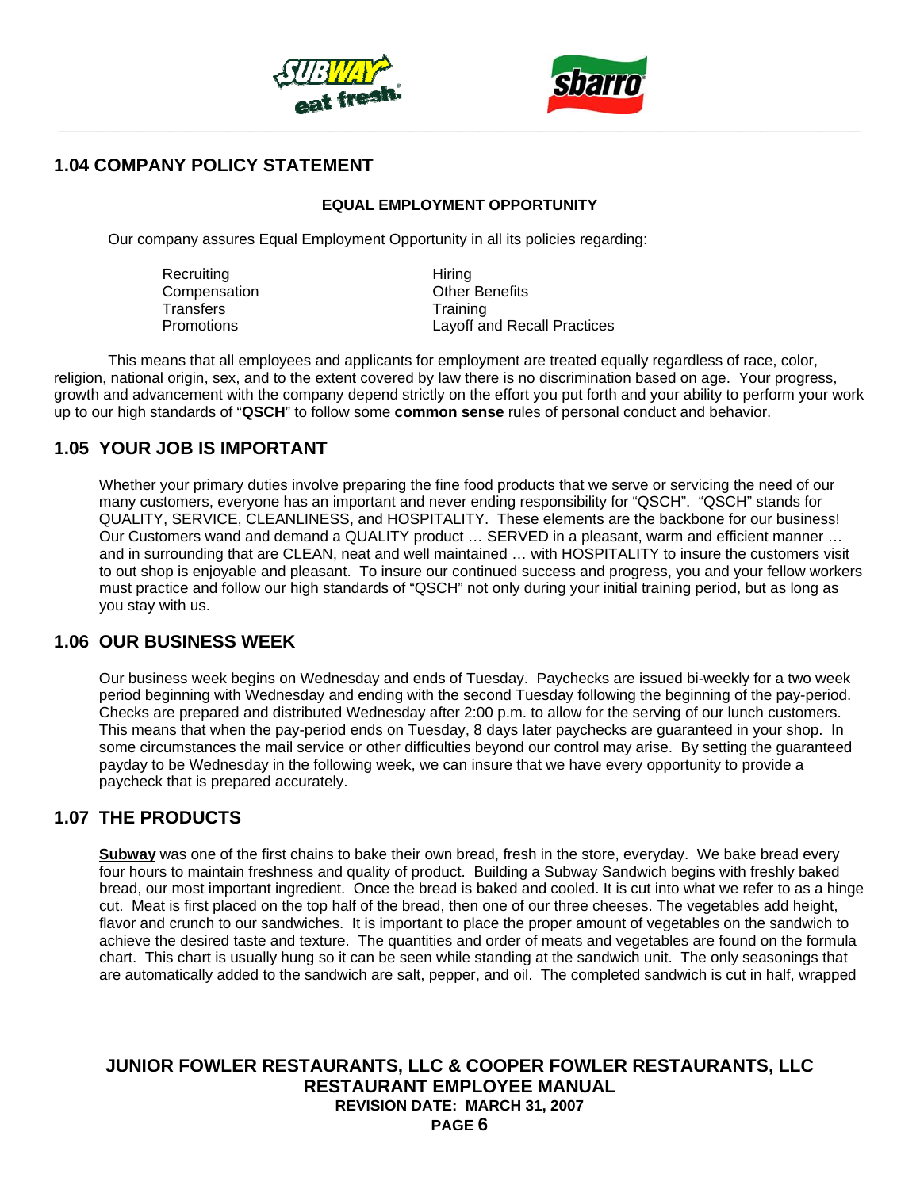## 1.04 COMPANY POLICY STATEMENT

**EQUAL EMPLOYMENT OPPORTUNITY**

Our company assures Equal Employment Opportunity in all its policies regarding:

| | |
|---|---|
| Recruiting | Hiring |
| Compensation | Other Benefits |
| Transfers | Training |
| Promotions | Layoff and Recall Practices |

This means that all employees and applicants for employment are treated equally regardless of race, color, religion, national origin, sex, and to the extent covered by law there is no discrimination based on age. Your progress, growth and advancement with the company depend strictly on the effort you put forth and your ability to perform your work up to our high standards of "**QSCH**" to follow some **common sense** rules of personal conduct and behavior.

## 1.05 YOUR JOB IS IMPORTANT

Whether your primary duties involve preparing the fine food products that we serve or servicing the need of our many customers, everyone has an important and never ending responsibility for "QSCH". "QSCH" stands for QUALITY, SERVICE, CLEANLINESS, and HOSPITALITY. These elements are the backbone for our business! Our Customers wand and demand a QUALITY product … SERVED in a pleasant, warm and efficient manner … and in surrounding that are CLEAN, neat and well maintained … with HOSPITALITY to insure the customers visit to out shop is enjoyable and pleasant. To insure our continued success and progress, you and your fellow workers must practice and follow our high standards of "QSCH" not only during your initial training period, but as long as you stay with us.

## 1.06 OUR BUSINESS WEEK

Our business week begins on Wednesday and ends of Tuesday. Paychecks are issued bi-weekly for a two week period beginning with Wednesday and ending with the second Tuesday following the beginning of the pay-period. Checks are prepared and distributed Wednesday after 2:00 p.m. to allow for the serving of our lunch customers. This means that when the pay-period ends on Tuesday, 8 days later paychecks are guaranteed in your shop. In some circumstances the mail service or other difficulties beyond our control may arise. By setting the guaranteed payday to be Wednesday in the following week, we can insure that we have every opportunity to provide a paycheck that is prepared accurately.

## 1.07 THE PRODUCTS

**Subway** was one of the first chains to bake their own bread, fresh in the store, everyday. We bake bread every four hours to maintain freshness and quality of product. Building a Subway Sandwich begins with freshly baked bread, our most important ingredient. Once the bread is baked and cooled. It is cut into what we refer to as a hinge cut. Meat is first placed on the top half of the bread, then one of our three cheeses. The vegetables add height, flavor and crunch to our sandwiches. It is important to place the proper amount of vegetables on the sandwich to achieve the desired taste and texture. The quantities and order of meats and vegetables are found on the formula chart. This chart is usually hung so it can be seen while standing at the sandwich unit. The only seasonings that are automatically added to the sandwich are salt, pepper, and oil. The completed sandwich is cut in half, wrapped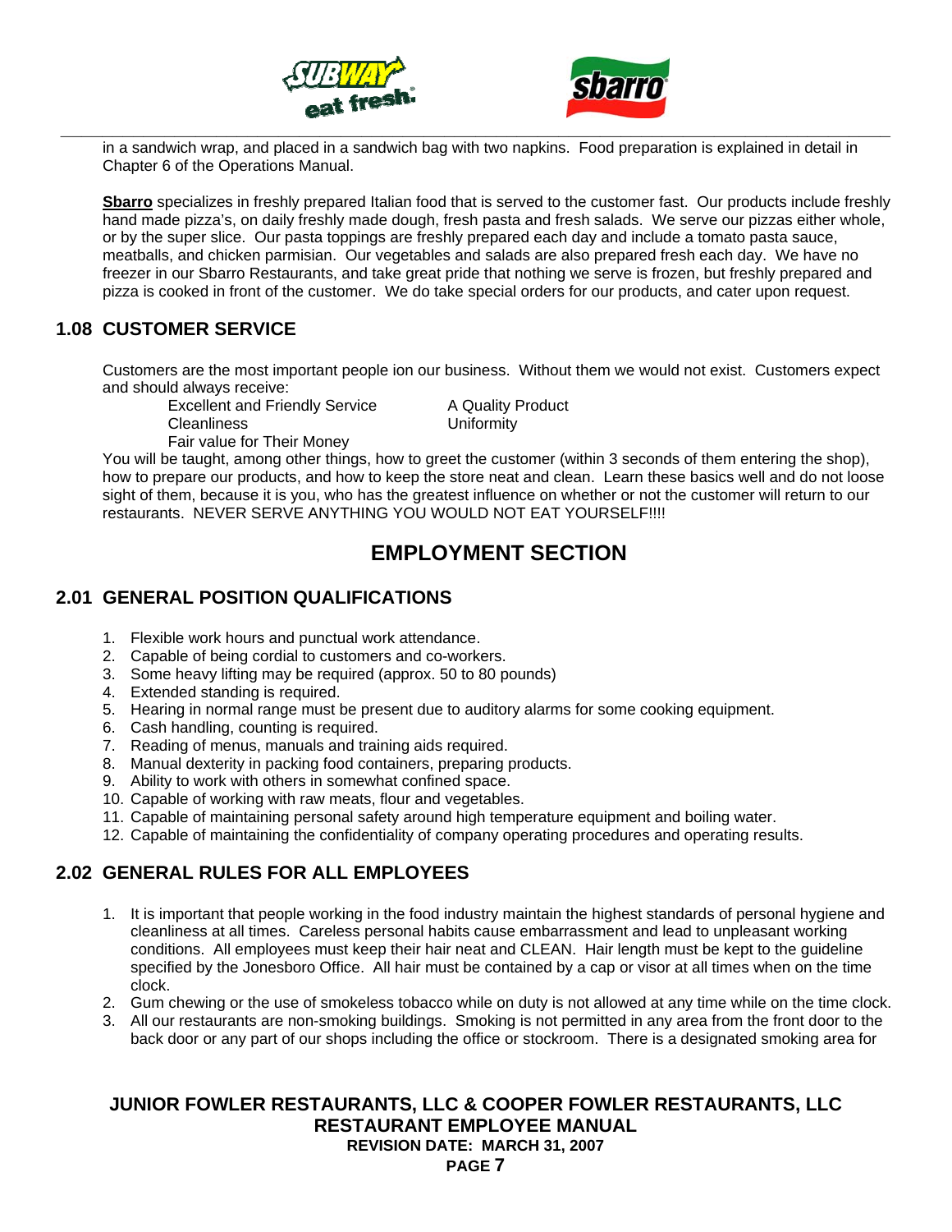in a sandwich wrap, and placed in a sandwich bag with two napkins. Food preparation is explained in detail in Chapter 6 of the Operations Manual.

**Sbarro** specializes in freshly prepared Italian food that is served to the customer fast. Our products include freshly hand made pizza's, on daily freshly made dough, fresh pasta and fresh salads. We serve our pizzas either whole, or by the super slice. Our pasta toppings are freshly prepared each day and include a tomato pasta sauce, meatballs, and chicken parmisian. Our vegetables and salads are also prepared fresh each day. We have no freezer in our Sbarro Restaurants, and take great pride that nothing we serve is frozen, but freshly prepared and pizza is cooked in front of the customer. We do take special orders for our products, and cater upon request.

## 1.08 CUSTOMER SERVICE

Customers are the most important people ion our business. Without them we would not exist. Customers expect and should always receive:

- Excellent and Friendly Service
- A Quality Product
- Cleanliness
- Uniformity
- Fair value for Their Money

You will be taught, among other things, how to greet the customer (within 3 seconds of them entering the shop), how to prepare our products, and how to keep the store neat and clean. Learn these basics well and do not loose sight of them, because it is you, who has the greatest influence on whether or not the customer will return to our restaurants. NEVER SERVE ANYTHING YOU WOULD NOT EAT YOURSELF!!!!

# EMPLOYMENT SECTION

## 2.01 GENERAL POSITION QUALIFICATIONS

1. Flexible work hours and punctual work attendance.
2. Capable of being cordial to customers and co-workers.
3. Some heavy lifting may be required (approx. 50 to 80 pounds)
4. Extended standing is required.
5. Hearing in normal range must be present due to auditory alarms for some cooking equipment.
6. Cash handling, counting is required.
7. Reading of menus, manuals and training aids required.
8. Manual dexterity in packing food containers, preparing products.
9. Ability to work with others in somewhat confined space.
10. Capable of working with raw meats, flour and vegetables.
11. Capable of maintaining personal safety around high temperature equipment and boiling water.
12. Capable of maintaining the confidentiality of company operating procedures and operating results.

## 2.02 GENERAL RULES FOR ALL EMPLOYEES

1. It is important that people working in the food industry maintain the highest standards of personal hygiene and cleanliness at all times. Careless personal habits cause embarrassment and lead to unpleasant working conditions. All employees must keep their hair neat and CLEAN. Hair length must be kept to the guideline specified by the Jonesboro Office. All hair must be contained by a cap or visor at all times when on the time clock.
2. Gum chewing or the use of smokeless tobacco while on duty is not allowed at any time while on the time clock.
3. All our restaurants are non-smoking buildings. Smoking is not permitted in any area from the front door to the back door or any part of our shops including the office or stockroom. There is a designated smoking area for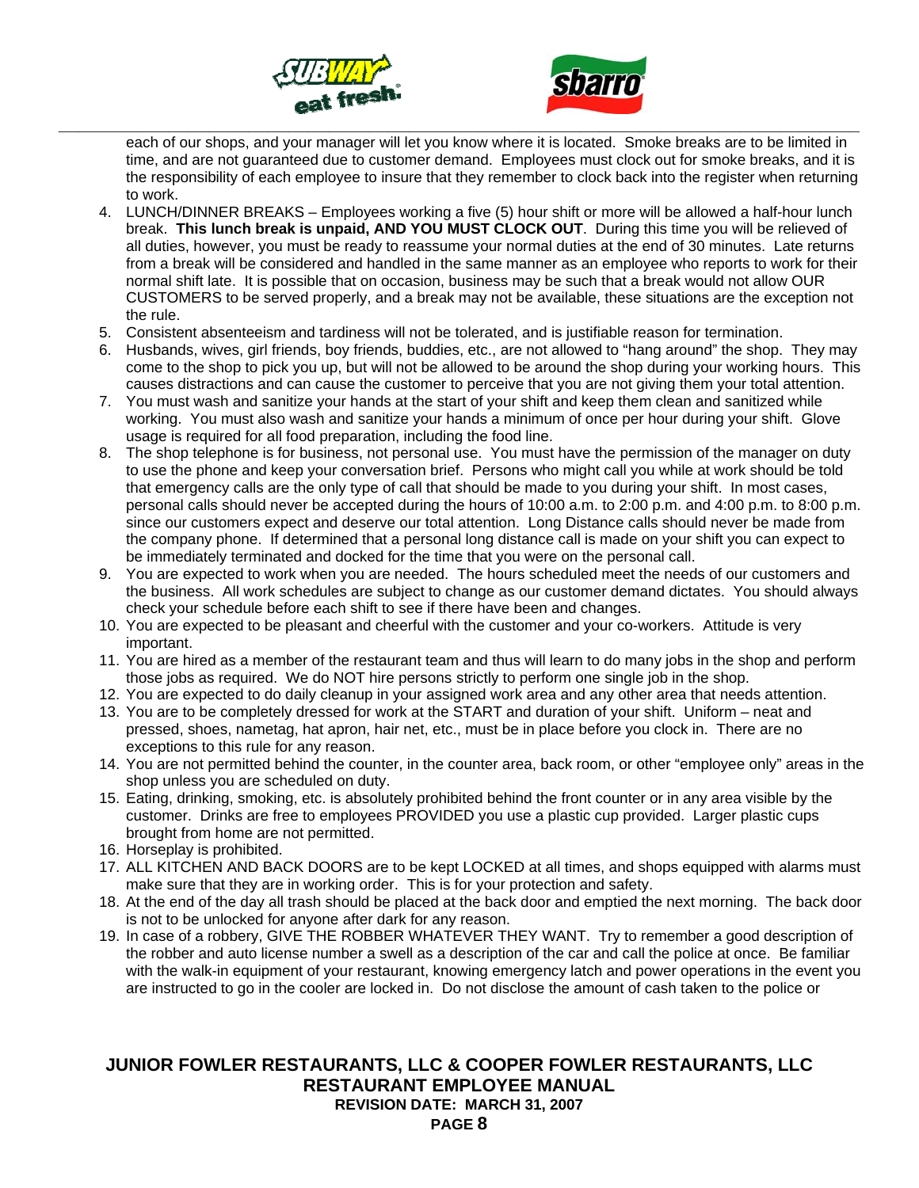each of our shops, and your manager will let you know where it is located. Smoke breaks are to be limited in time, and are not guaranteed due to customer demand. Employees must clock out for smoke breaks, and it is the responsibility of each employee to insure that they remember to clock back into the register when returning to work.

4. LUNCH/DINNER BREAKS – Employees working a five (5) hour shift or more will be allowed a half-hour lunch break. **This lunch break is unpaid, AND YOU MUST CLOCK OUT**. During this time you will be relieved of all duties, however, you must be ready to reassume your normal duties at the end of 30 minutes. Late returns from a break will be considered and handled in the same manner as an employee who reports to work for their normal shift late. It is possible that on occasion, business may be such that a break would not allow OUR CUSTOMERS to be served properly, and a break may not be available, these situations are the exception not the rule.
5. Consistent absenteeism and tardiness will not be tolerated, and is justifiable reason for termination.
6. Husbands, wives, girl friends, boy friends, buddies, etc., are not allowed to "hang around" the shop. They may come to the shop to pick you up, but will not be allowed to be around the shop during your working hours. This causes distractions and can cause the customer to perceive that you are not giving them your total attention.
7. You must wash and sanitize your hands at the start of your shift and keep them clean and sanitized while working. You must also wash and sanitize your hands a minimum of once per hour during your shift. Glove usage is required for all food preparation, including the food line.
8. The shop telephone is for business, not personal use. You must have the permission of the manager on duty to use the phone and keep your conversation brief. Persons who might call you while at work should be told that emergency calls are the only type of call that should be made to you during your shift. In most cases, personal calls should never be accepted during the hours of 10:00 a.m. to 2:00 p.m. and 4:00 p.m. to 8:00 p.m. since our customers expect and deserve our total attention. Long Distance calls should never be made from the company phone. If determined that a personal long distance call is made on your shift you can expect to be immediately terminated and docked for the time that you were on the personal call.
9. You are expected to work when you are needed. The hours scheduled meet the needs of our customers and the business. All work schedules are subject to change as our customer demand dictates. You should always check your schedule before each shift to see if there have been and changes.
10. You are expected to be pleasant and cheerful with the customer and your co-workers. Attitude is very important.
11. You are hired as a member of the restaurant team and thus will learn to do many jobs in the shop and perform those jobs as required. We do NOT hire persons strictly to perform one single job in the shop.
12. You are expected to do daily cleanup in your assigned work area and any other area that needs attention.
13. You are to be completely dressed for work at the START and duration of your shift. Uniform – neat and pressed, shoes, nametag, hat apron, hair net, etc., must be in place before you clock in. There are no exceptions to this rule for any reason.
14. You are not permitted behind the counter, in the counter area, back room, or other "employee only" areas in the shop unless you are scheduled on duty.
15. Eating, drinking, smoking, etc. is absolutely prohibited behind the front counter or in any area visible by the customer. Drinks are free to employees PROVIDED you use a plastic cup provided. Larger plastic cups brought from home are not permitted.
16. Horseplay is prohibited.
17. ALL KITCHEN AND BACK DOORS are to be kept LOCKED at all times, and shops equipped with alarms must make sure that they are in working order. This is for your protection and safety.
18. At the end of the day all trash should be placed at the back door and emptied the next morning. The back door is not to be unlocked for anyone after dark for any reason.
19. In case of a robbery, GIVE THE ROBBER WHATEVER THEY WANT. Try to remember a good description of the robber and auto license number a swell as a description of the car and call the police at once. Be familiar with the walk-in equipment of your restaurant, knowing emergency latch and power operations in the event you are instructed to go in the cooler are locked in. Do not disclose the amount of cash taken to the police or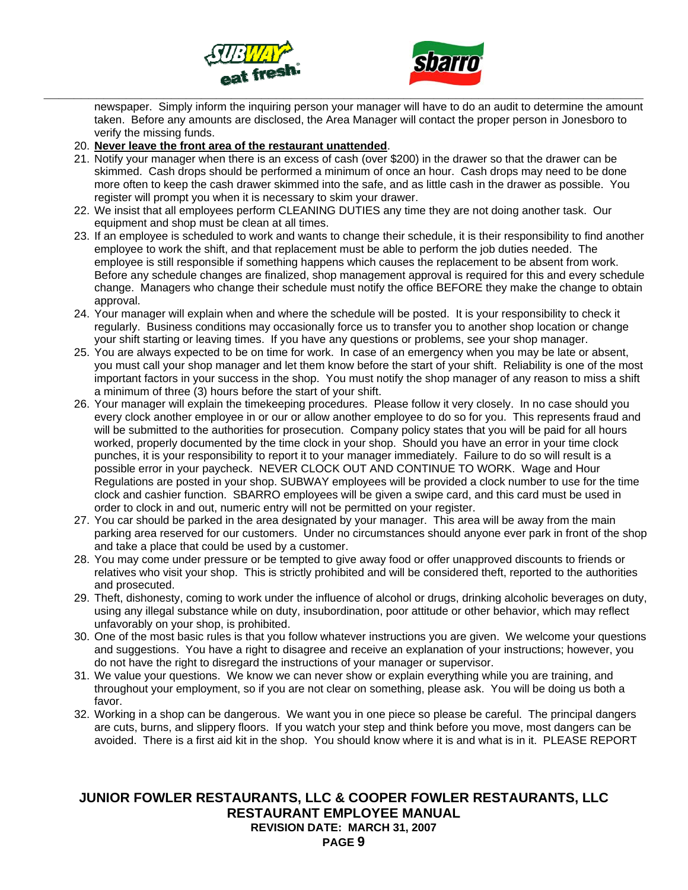newspaper. Simply inform the inquiring person your manager will have to do an audit to determine the amount taken. Before any amounts are disclosed, the Area Manager will contact the proper person in Jonesboro to verify the missing funds.

20. **<u>Never leave the front area of the restaurant unattended</u>**.
21. Notify your manager when there is an excess of cash (over $200) in the drawer so that the drawer can be skimmed. Cash drops should be performed a minimum of once an hour. Cash drops may need to be done more often to keep the cash drawer skimmed into the safe, and as little cash in the drawer as possible. You register will prompt you when it is necessary to skim your drawer.
22. We insist that all employees perform CLEANING DUTIES any time they are not doing another task. Our equipment and shop must be clean at all times.
23. If an employee is scheduled to work and wants to change their schedule, it is their responsibility to find another employee to work the shift, and that replacement must be able to perform the job duties needed. The employee is still responsible if something happens which causes the replacement to be absent from work. Before any schedule changes are finalized, shop management approval is required for this and every schedule change. Managers who change their schedule must notify the office BEFORE they make the change to obtain approval.
24. Your manager will explain when and where the schedule will be posted. It is your responsibility to check it regularly. Business conditions may occasionally force us to transfer you to another shop location or change your shift starting or leaving times. If you have any questions or problems, see your shop manager.
25. You are always expected to be on time for work. In case of an emergency when you may be late or absent, you must call your shop manager and let them know before the start of your shift. Reliability is one of the most important factors in your success in the shop. You must notify the shop manager of any reason to miss a shift a minimum of three (3) hours before the start of your shift.
26. Your manager will explain the timekeeping procedures. Please follow it very closely. In no case should you every clock another employee in or our or allow another employee to do so for you. This represents fraud and will be submitted to the authorities for prosecution. Company policy states that you will be paid for all hours worked, properly documented by the time clock in your shop. Should you have an error in your time clock punches, it is your responsibility to report it to your manager immediately. Failure to do so will result is a possible error in your paycheck. NEVER CLOCK OUT AND CONTINUE TO WORK. Wage and Hour Regulations are posted in your shop. SUBWAY employees will be provided a clock number to use for the time clock and cashier function. SBARRO employees will be given a swipe card, and this card must be used in order to clock in and out, numeric entry will not be permitted on your register.
27. You car should be parked in the area designated by your manager. This area will be away from the main parking area reserved for our customers. Under no circumstances should anyone ever park in front of the shop and take a place that could be used by a customer.
28. You may come under pressure or be tempted to give away food or offer unapproved discounts to friends or relatives who visit your shop. This is strictly prohibited and will be considered theft, reported to the authorities and prosecuted.
29. Theft, dishonesty, coming to work under the influence of alcohol or drugs, drinking alcoholic beverages on duty, using any illegal substance while on duty, insubordination, poor attitude or other behavior, which may reflect unfavorably on your shop, is prohibited.
30. One of the most basic rules is that you follow whatever instructions you are given. We welcome your questions and suggestions. You have a right to disagree and receive an explanation of your instructions; however, you do not have the right to disregard the instructions of your manager or supervisor.
31. We value your questions. We know we can never show or explain everything while you are training, and throughout your employment, so if you are not clear on something, please ask. You will be doing us both a favor.
32. Working in a shop can be dangerous. We want you in one piece so please be careful. The principal dangers are cuts, burns, and slippery floors. If you watch your step and think before you move, most dangers can be avoided. There is a first aid kit in the shop. You should know where it is and what is in it. PLEASE REPORT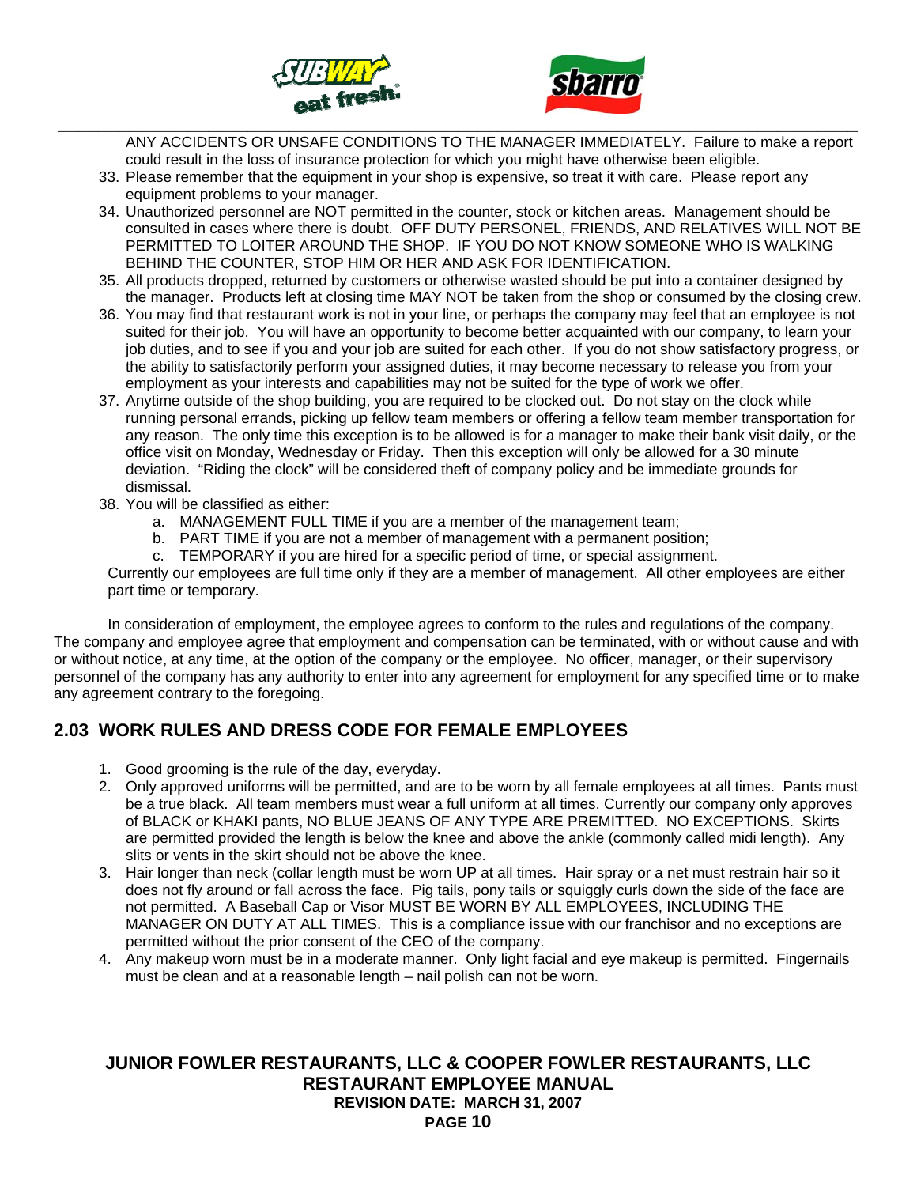ANY ACCIDENTS OR UNSAFE CONDITIONS TO THE MANAGER IMMEDIATELY. Failure to make a report could result in the loss of insurance protection for which you might have otherwise been eligible.

33. Please remember that the equipment in your shop is expensive, so treat it with care. Please report any equipment problems to your manager.
34. Unauthorized personnel are NOT permitted in the counter, stock or kitchen areas. Management should be consulted in cases where there is doubt. OFF DUTY PERSONEL, FRIENDS, AND RELATIVES WILL NOT BE PERMITTED TO LOITER AROUND THE SHOP. IF YOU DO NOT KNOW SOMEONE WHO IS WALKING BEHIND THE COUNTER, STOP HIM OR HER AND ASK FOR IDENTIFICATION.
35. All products dropped, returned by customers or otherwise wasted should be put into a container designed by the manager. Products left at closing time MAY NOT be taken from the shop or consumed by the closing crew.
36. You may find that restaurant work is not in your line, or perhaps the company may feel that an employee is not suited for their job. You will have an opportunity to become better acquainted with our company, to learn your job duties, and to see if you and your job are suited for each other. If you do not show satisfactory progress, or the ability to satisfactorily perform your assigned duties, it may become necessary to release you from your employment as your interests and capabilities may not be suited for the type of work we offer.
37. Anytime outside of the shop building, you are required to be clocked out. Do not stay on the clock while running personal errands, picking up fellow team members or offering a fellow team member transportation for any reason. The only time this exception is to be allowed is for a manager to make their bank visit daily, or the office visit on Monday, Wednesday or Friday. Then this exception will only be allowed for a 30 minute deviation. "Riding the clock" will be considered theft of company policy and be immediate grounds for dismissal.
38. You will be classified as either:
    a. MANAGEMENT FULL TIME if you are a member of the management team;
    b. PART TIME if you are not a member of management with a permanent position;
    c. TEMPORARY if you are hired for a specific period of time, or special assignment.

    Currently our employees are full time only if they are a member of management. All other employees are either part time or temporary.

In consideration of employment, the employee agrees to conform to the rules and regulations of the company. The company and employee agree that employment and compensation can be terminated, with or without cause and with or without notice, at any time, at the option of the company or the employee. No officer, manager, or their supervisory personnel of the company has any authority to enter into any agreement for employment for any specified time or to make any agreement contrary to the foregoing.

## 2.03 WORK RULES AND DRESS CODE FOR FEMALE EMPLOYEES

1. Good grooming is the rule of the day, everyday.
2. Only approved uniforms will be permitted, and are to be worn by all female employees at all times. Pants must be a true black. All team members must wear a full uniform at all times. Currently our company only approves of BLACK or KHAKI pants, NO BLUE JEANS OF ANY TYPE ARE PREMITTED. NO EXCEPTIONS. Skirts are permitted provided the length is below the knee and above the ankle (commonly called midi length). Any slits or vents in the skirt should not be above the knee.
3. Hair longer than neck (collar length must be worn UP at all times. Hair spray or a net must restrain hair so it does not fly around or fall across the face. Pig tails, pony tails or squiggly curls down the side of the face are not permitted. A Baseball Cap or Visor MUST BE WORN BY ALL EMPLOYEES, INCLUDING THE MANAGER ON DUTY AT ALL TIMES. This is a compliance issue with our franchisor and no exceptions are permitted without the prior consent of the CEO of the company.
4. Any makeup worn must be in a moderate manner. Only light facial and eye makeup is permitted. Fingernails must be clean and at a reasonable length – nail polish can not be worn.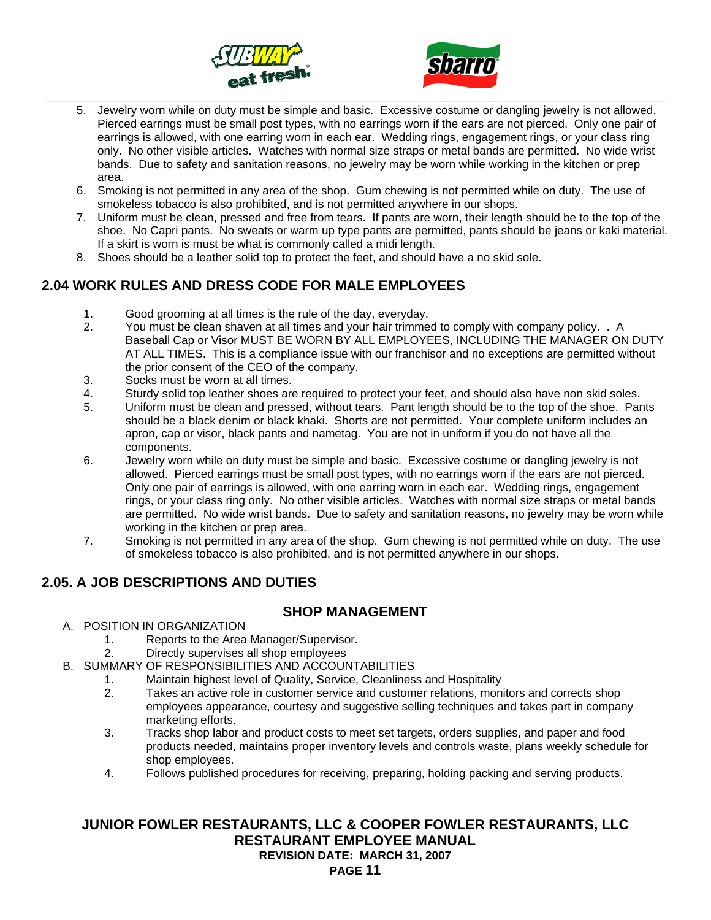5. Jewelry worn while on duty must be simple and basic. Excessive costume or dangling jewelry is not allowed. Pierced earrings must be small post types, with no earrings worn if the ears are not pierced. Only one pair of earrings is allowed, with one earring worn in each ear. Wedding rings, engagement rings, or your class ring only. No other visible articles. Watches with normal size straps or metal bands are permitted. No wide wrist bands. Due to safety and sanitation reasons, no jewelry may be worn while working in the kitchen or prep area.
6. Smoking is not permitted in any area of the shop. Gum chewing is not permitted while on duty. The use of smokeless tobacco is also prohibited, and is not permitted anywhere in our shops.
7. Uniform must be clean, pressed and free from tears. If pants are worn, their length should be to the top of the shoe. No Capri pants. No sweats or warm up type pants are permitted, pants should be jeans or kaki material. If a skirt is worn is must be what is commonly called a midi length.
8. Shoes should be a leather solid top to protect the feet, and should have a no skid sole.

## 2.04 WORK RULES AND DRESS CODE FOR MALE EMPLOYEES

1. Good grooming at all times is the rule of the day, everyday.
2. You must be clean shaven at all times and your hair trimmed to comply with company policy. . A Baseball Cap or Visor MUST BE WORN BY ALL EMPLOYEES, INCLUDING THE MANAGER ON DUTY AT ALL TIMES. This is a compliance issue with our franchisor and no exceptions are permitted without the prior consent of the CEO of the company.
3. Socks must be worn at all times.
4. Sturdy solid top leather shoes are required to protect your feet, and should also have non skid soles.
5. Uniform must be clean and pressed, without tears. Pant length should be to the top of the shoe. Pants should be a black denim or black khaki. Shorts are not permitted. Your complete uniform includes an apron, cap or visor, black pants and nametag. You are not in uniform if you do not have all the components.
6. Jewelry worn while on duty must be simple and basic. Excessive costume or dangling jewelry is not allowed. Pierced earrings must be small post types, with no earrings worn if the ears are not pierced. Only one pair of earrings is allowed, with one earring worn in each ear. Wedding rings, engagement rings, or your class ring only. No other visible articles. Watches with normal size straps or metal bands are permitted. No wide wrist bands. Due to safety and sanitation reasons, no jewelry may be worn while working in the kitchen or prep area.
7. Smoking is not permitted in any area of the shop. Gum chewing is not permitted while on duty. The use of smokeless tobacco is also prohibited, and is not permitted anywhere in our shops.

## 2.05. A JOB DESCRIPTIONS AND DUTIES

### SHOP MANAGEMENT

A. POSITION IN ORGANIZATION
   1. Reports to the Area Manager/Supervisor.
   2. Directly supervises all shop employees

B. SUMMARY OF RESPONSIBILITIES AND ACCOUNTABILITIES
   1. Maintain highest level of Quality, Service, Cleanliness and Hospitality
   2. Takes an active role in customer service and customer relations, monitors and corrects shop employees appearance, courtesy and suggestive selling techniques and takes part in company marketing efforts.
   3. Tracks shop labor and product costs to meet set targets, orders supplies, and paper and food products needed, maintains proper inventory levels and controls waste, plans weekly schedule for shop employees.
   4. Follows published procedures for receiving, preparing, holding packing and serving products.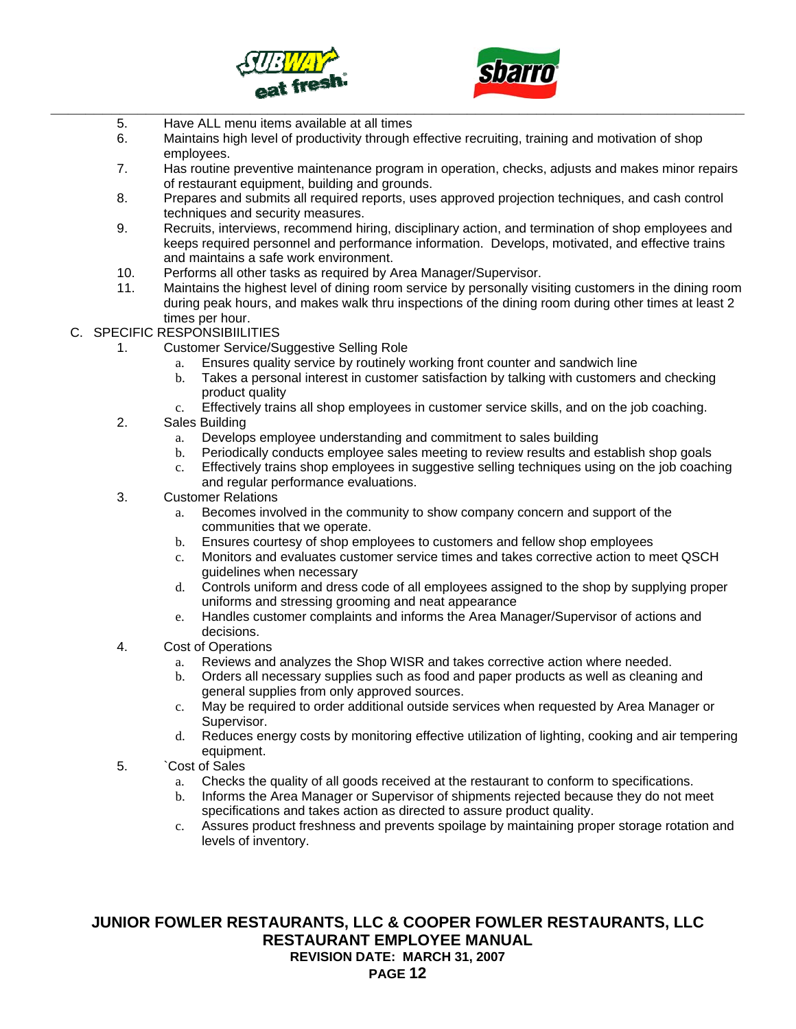5. Have ALL menu items available at all times
6. Maintains high level of productivity through effective recruiting, training and motivation of shop employees.
7. Has routine preventive maintenance program in operation, checks, adjusts and makes minor repairs of restaurant equipment, building and grounds.
8. Prepares and submits all required reports, uses approved projection techniques, and cash control techniques and security measures.
9. Recruits, interviews, recommend hiring, disciplinary action, and termination of shop employees and keeps required personnel and performance information. Develops, motivated, and effective trains and maintains a safe work environment.
10. Performs all other tasks as required by Area Manager/Supervisor.
11. Maintains the highest level of dining room service by personally visiting customers in the dining room during peak hours, and makes walk thru inspections of the dining room during other times at least 2 times per hour.

C. SPECIFIC RESPONSIBIILITIES

1. Customer Service/Suggestive Selling Role
    a. Ensures quality service by routinely working front counter and sandwich line
    b. Takes a personal interest in customer satisfaction by talking with customers and checking product quality
    c. Effectively trains all shop employees in customer service skills, and on the job coaching.
2. Sales Building
    a. Develops employee understanding and commitment to sales building
    b. Periodically conducts employee sales meeting to review results and establish shop goals
    c. Effectively trains shop employees in suggestive selling techniques using on the job coaching and regular performance evaluations.
3. Customer Relations
    a. Becomes involved in the community to show company concern and support of the communities that we operate.
    b. Ensures courtesy of shop employees to customers and fellow shop employees
    c. Monitors and evaluates customer service times and takes corrective action to meet QSCH guidelines when necessary
    d. Controls uniform and dress code of all employees assigned to the shop by supplying proper uniforms and stressing grooming and neat appearance
    e. Handles customer complaints and informs the Area Manager/Supervisor of actions and decisions.
4. Cost of Operations
    a. Reviews and analyzes the Shop WISR and takes corrective action where needed.
    b. Orders all necessary supplies such as food and paper products as well as cleaning and general supplies from only approved sources.
    c. May be required to order additional outside services when requested by Area Manager or Supervisor.
    d. Reduces energy costs by monitoring effective utilization of lighting, cooking and air tempering equipment.
5. `Cost of Sales
    a. Checks the quality of all goods received at the restaurant to conform to specifications.
    b. Informs the Area Manager or Supervisor of shipments rejected because they do not meet specifications and takes action as directed to assure product quality.
    c. Assures product freshness and prevents spoilage by maintaining proper storage rotation and levels of inventory.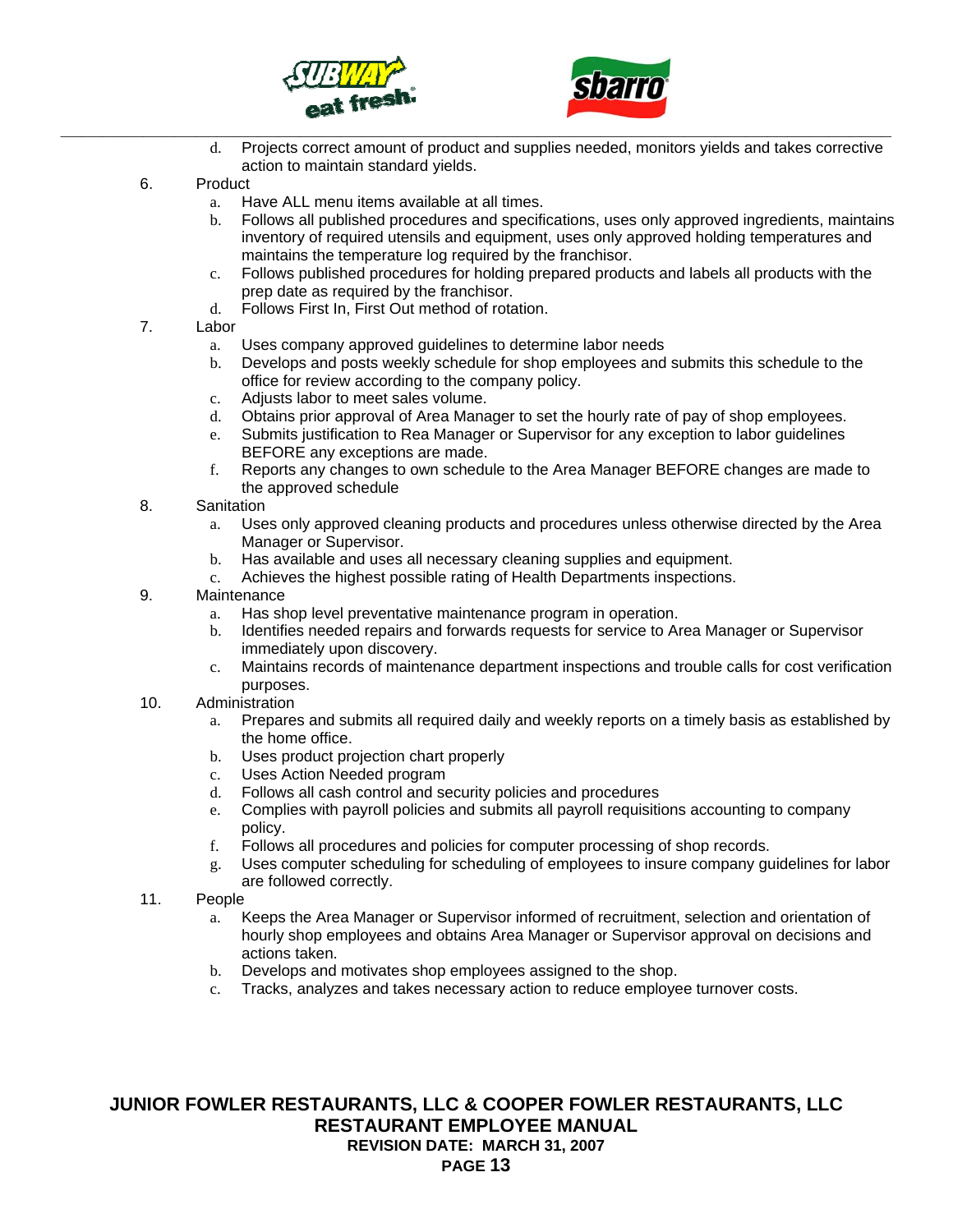d. Projects correct amount of product and supplies needed, monitors yields and takes corrective action to maintain standard yields.

6. Product
   a. Have ALL menu items available at all times.
   b. Follows all published procedures and specifications, uses only approved ingredients, maintains inventory of required utensils and equipment, uses only approved holding temperatures and maintains the temperature log required by the franchisor.
   c. Follows published procedures for holding prepared products and labels all products with the prep date as required by the franchisor.
   d. Follows First In, First Out method of rotation.

7. Labor
   a. Uses company approved guidelines to determine labor needs
   b. Develops and posts weekly schedule for shop employees and submits this schedule to the office for review according to the company policy.
   c. Adjusts labor to meet sales volume.
   d. Obtains prior approval of Area Manager to set the hourly rate of pay of shop employees.
   e. Submits justification to Rea Manager or Supervisor for any exception to labor guidelines BEFORE any exceptions are made.
   f. Reports any changes to own schedule to the Area Manager BEFORE changes are made to the approved schedule

8. Sanitation
   a. Uses only approved cleaning products and procedures unless otherwise directed by the Area Manager or Supervisor.
   b. Has available and uses all necessary cleaning supplies and equipment.
   c. Achieves the highest possible rating of Health Departments inspections.

9. Maintenance
   a. Has shop level preventative maintenance program in operation.
   b. Identifies needed repairs and forwards requests for service to Area Manager or Supervisor immediately upon discovery.
   c. Maintains records of maintenance department inspections and trouble calls for cost verification purposes.

10. Administration
    a. Prepares and submits all required daily and weekly reports on a timely basis as established by the home office.
    b. Uses product projection chart properly
    c. Uses Action Needed program
    d. Follows all cash control and security policies and procedures
    e. Complies with payroll policies and submits all payroll requisitions accounting to company policy.
    f. Follows all procedures and policies for computer processing of shop records.
    g. Uses computer scheduling for scheduling of employees to insure company guidelines for labor are followed correctly.

11. People
    a. Keeps the Area Manager or Supervisor informed of recruitment, selection and orientation of hourly shop employees and obtains Area Manager or Supervisor approval on decisions and actions taken.
    b. Develops and motivates shop employees assigned to the shop.
    c. Tracks, analyzes and takes necessary action to reduce employee turnover costs.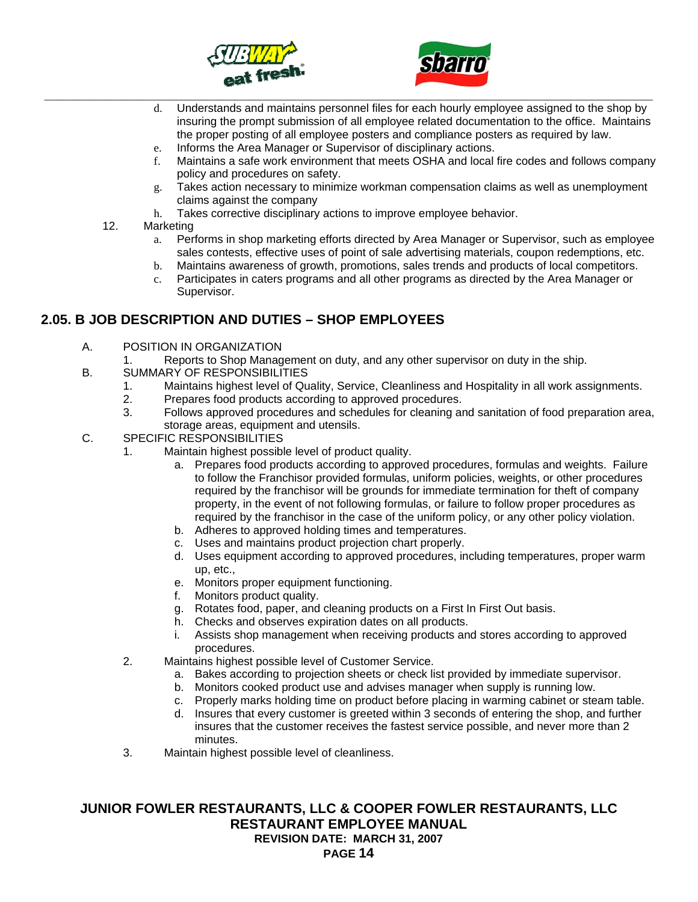d. Understands and maintains personnel files for each hourly employee assigned to the shop by insuring the prompt submission of all employee related documentation to the office. Maintains the proper posting of all employee posters and compliance posters as required by law.
e. Informs the Area Manager or Supervisor of disciplinary actions.
f. Maintains a safe work environment that meets OSHA and local fire codes and follows company policy and procedures on safety.
g. Takes action necessary to minimize workman compensation claims as well as unemployment claims against the company
h. Takes corrective disciplinary actions to improve employee behavior.

12. Marketing
   a. Performs in shop marketing efforts directed by Area Manager or Supervisor, such as employee sales contests, effective uses of point of sale advertising materials, coupon redemptions, etc.
   b. Maintains awareness of growth, promotions, sales trends and products of local competitors.
   c. Participates in caters programs and all other programs as directed by the Area Manager or Supervisor.

## 2.05. B JOB DESCRIPTION AND DUTIES – SHOP EMPLOYEES

A. POSITION IN ORGANIZATION
   1. Reports to Shop Management on duty, and any other supervisor on duty in the ship.

B. SUMMARY OF RESPONSIBILITIES
   1. Maintains highest level of Quality, Service, Cleanliness and Hospitality in all work assignments.
   2. Prepares food products according to approved procedures.
   3. Follows approved procedures and schedules for cleaning and sanitation of food preparation area, storage areas, equipment and utensils.

C. SPECIFIC RESPONSIBILITIES
   1. Maintain highest possible level of product quality.
      a. Prepares food products according to approved procedures, formulas and weights. Failure to follow the Franchisor provided formulas, uniform policies, weights, or other procedures required by the franchisor will be grounds for immediate termination for theft of company property, in the event of not following formulas, or failure to follow proper procedures as required by the franchisor in the case of the uniform policy, or any other policy violation.
      b. Adheres to approved holding times and temperatures.
      c. Uses and maintains product projection chart properly.
      d. Uses equipment according to approved procedures, including temperatures, proper warm up, etc.,
      e. Monitors proper equipment functioning.
      f. Monitors product quality.
      g. Rotates food, paper, and cleaning products on a First In First Out basis.
      h. Checks and observes expiration dates on all products.
      i. Assists shop management when receiving products and stores according to approved procedures.
   2. Maintains highest possible level of Customer Service.
      a. Bakes according to projection sheets or check list provided by immediate supervisor.
      b. Monitors cooked product use and advises manager when supply is running low.
      c. Properly marks holding time on product before placing in warming cabinet or steam table.
      d. Insures that every customer is greeted within 3 seconds of entering the shop, and further insures that the customer receives the fastest service possible, and never more than 2 minutes.
   3. Maintain highest possible level of cleanliness.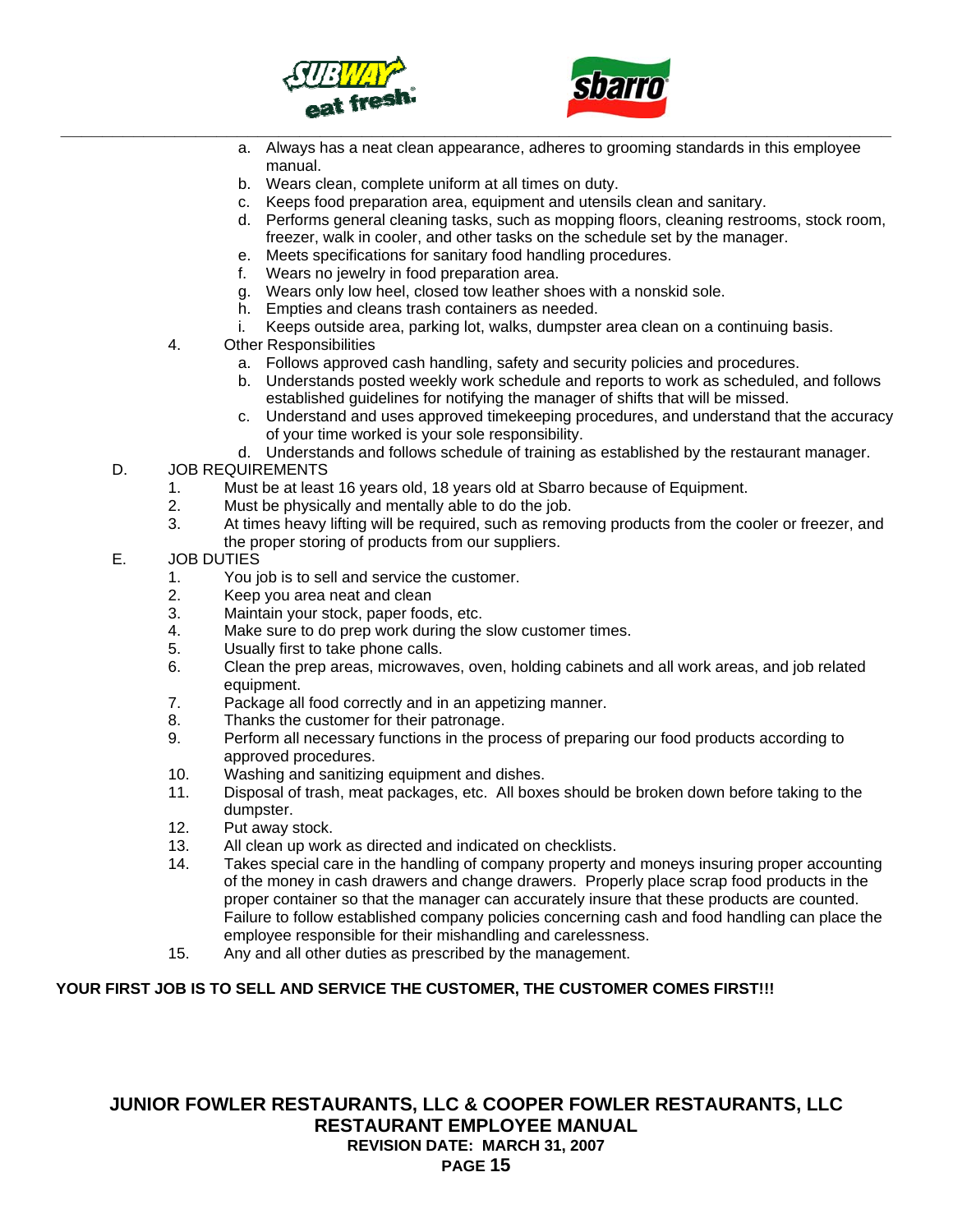a. Always has a neat clean appearance, adheres to grooming standards in this employee manual.
b. Wears clean, complete uniform at all times on duty.
c. Keeps food preparation area, equipment and utensils clean and sanitary.
d. Performs general cleaning tasks, such as mopping floors, cleaning restrooms, stock room, freezer, walk in cooler, and other tasks on the schedule set by the manager.
e. Meets specifications for sanitary food handling procedures.
f. Wears no jewelry in food preparation area.
g. Wears only low heel, closed tow leather shoes with a nonskid sole.
h. Empties and cleans trash containers as needed.
i. Keeps outside area, parking lot, walks, dumpster area clean on a continuing basis.

4. Other Responsibilities
   a. Follows approved cash handling, safety and security policies and procedures.
   b. Understands posted weekly work schedule and reports to work as scheduled, and follows established guidelines for notifying the manager of shifts that will be missed.
   c. Understand and uses approved timekeeping procedures, and understand that the accuracy of your time worked is your sole responsibility.
   d. Understands and follows schedule of training as established by the restaurant manager.

D. JOB REQUIREMENTS
   1. Must be at least 16 years old, 18 years old at Sbarro because of Equipment.
   2. Must be physically and mentally able to do the job.
   3. At times heavy lifting will be required, such as removing products from the cooler or freezer, and the proper storing of products from our suppliers.

E. JOB DUTIES
   1. You job is to sell and service the customer.
   2. Keep you area neat and clean
   3. Maintain your stock, paper foods, etc.
   4. Make sure to do prep work during the slow customer times.
   5. Usually first to take phone calls.
   6. Clean the prep areas, microwaves, oven, holding cabinets and all work areas, and job related equipment.
   7. Package all food correctly and in an appetizing manner.
   8. Thanks the customer for their patronage.
   9. Perform all necessary functions in the process of preparing our food products according to approved procedures.
   10. Washing and sanitizing equipment and dishes.
   11. Disposal of trash, meat packages, etc. All boxes should be broken down before taking to the dumpster.
   12. Put away stock.
   13. All clean up work as directed and indicated on checklists.
   14. Takes special care in the handling of company property and moneys insuring proper accounting of the money in cash drawers and change drawers. Properly place scrap food products in the proper container so that the manager can accurately insure that these products are counted. Failure to follow established company policies concerning cash and food handling can place the employee responsible for their mishandling and carelessness.
   15. Any and all other duties as prescribed by the management.

**YOUR FIRST JOB IS TO SELL AND SERVICE THE CUSTOMER, THE CUSTOMER COMES FIRST!!!**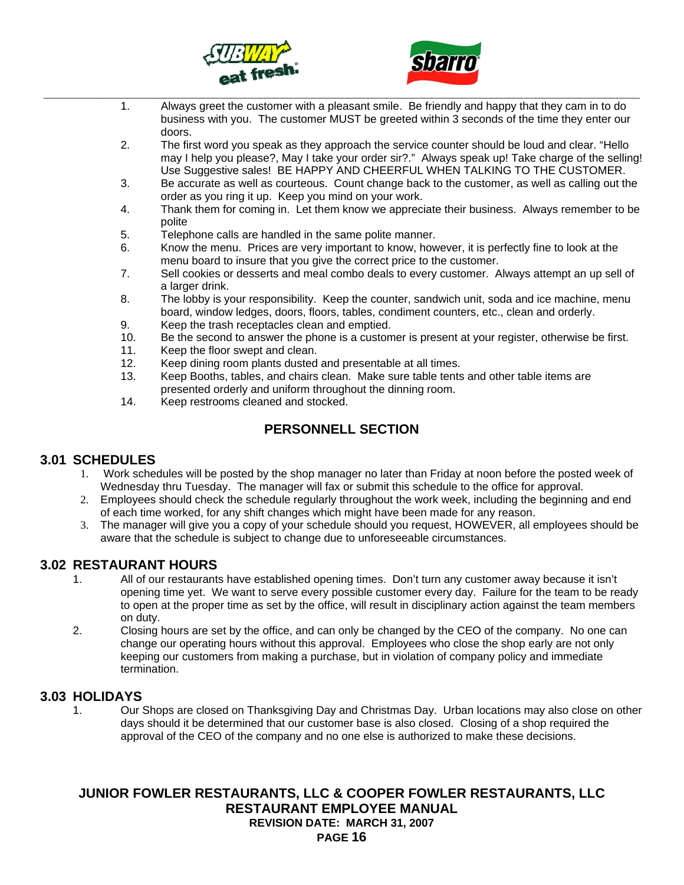1. Always greet the customer with a pleasant smile. Be friendly and happy that they cam in to do business with you. The customer MUST be greeted within 3 seconds of the time they enter our doors.
2. The first word you speak as they approach the service counter should be loud and clear. "Hello may I help you please?, May I take your order sir?." Always speak up! Take charge of the selling! Use Suggestive sales! BE HAPPY AND CHEERFUL WHEN TALKING TO THE CUSTOMER.
3. Be accurate as well as courteous. Count change back to the customer, as well as calling out the order as you ring it up. Keep you mind on your work.
4. Thank them for coming in. Let them know we appreciate their business. Always remember to be polite
5. Telephone calls are handled in the same polite manner.
6. Know the menu. Prices are very important to know, however, it is perfectly fine to look at the menu board to insure that you give the correct price to the customer.
7. Sell cookies or desserts and meal combo deals to every customer. Always attempt an up sell of a larger drink.
8. The lobby is your responsibility. Keep the counter, sandwich unit, soda and ice machine, menu board, window ledges, doors, floors, tables, condiment counters, etc., clean and orderly.
9. Keep the trash receptacles clean and emptied.
10. Be the second to answer the phone is a customer is present at your register, otherwise be first.
11. Keep the floor swept and clean.
12. Keep dining room plants dusted and presentable at all times.
13. Keep Booths, tables, and chairs clean. Make sure table tents and other table items are presented orderly and uniform throughout the dinning room.
14. Keep restrooms cleaned and stocked.

# PERSONNELL SECTION

## 3.01 SCHEDULES

1. Work schedules will be posted by the shop manager no later than Friday at noon before the posted week of Wednesday thru Tuesday. The manager will fax or submit this schedule to the office for approval.
2. Employees should check the schedule regularly throughout the work week, including the beginning and end of each time worked, for any shift changes which might have been made for any reason.
3. The manager will give you a copy of your schedule should you request, HOWEVER, all employees should be aware that the schedule is subject to change due to unforeseeable circumstances.

## 3.02 RESTAURANT HOURS

1. All of our restaurants have established opening times. Don't turn any customer away because it isn't opening time yet. We want to serve every possible customer every day. Failure for the team to be ready to open at the proper time as set by the office, will result in disciplinary action against the team members on duty.
2. Closing hours are set by the office, and can only be changed by the CEO of the company. No one can change our operating hours without this approval. Employees who close the shop early are not only keeping our customers from making a purchase, but in violation of company policy and immediate termination.

## 3.03 HOLIDAYS

1. Our Shops are closed on Thanksgiving Day and Christmas Day. Urban locations may also close on other days should it be determined that our customer base is also closed. Closing of a shop required the approval of the CEO of the company and no one else is authorized to make these decisions.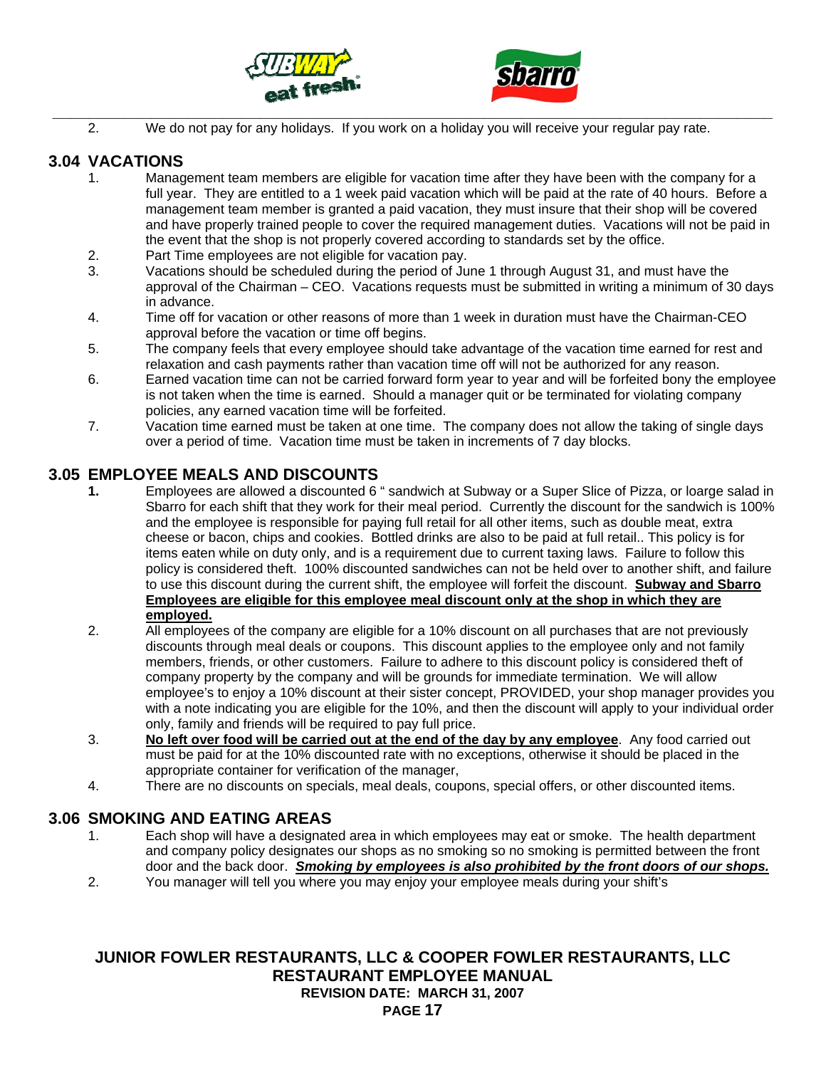2. We do not pay for any holidays. If you work on a holiday you will receive your regular pay rate.

## 3.04 VACATIONS

1. Management team members are eligible for vacation time after they have been with the company for a full year. They are entitled to a 1 week paid vacation which will be paid at the rate of 40 hours. Before a management team member is granted a paid vacation, they must insure that their shop will be covered and have properly trained people to cover the required management duties. Vacations will not be paid in the event that the shop is not properly covered according to standards set by the office.
2. Part Time employees are not eligible for vacation pay.
3. Vacations should be scheduled during the period of June 1 through August 31, and must have the approval of the Chairman – CEO. Vacations requests must be submitted in writing a minimum of 30 days in advance.
4. Time off for vacation or other reasons of more than 1 week in duration must have the Chairman-CEO approval before the vacation or time off begins.
5. The company feels that every employee should take advantage of the vacation time earned for rest and relaxation and cash payments rather than vacation time off will not be authorized for any reason.
6. Earned vacation time can not be carried forward form year to year and will be forfeited bony the employee is not taken when the time is earned. Should a manager quit or be terminated for violating company policies, any earned vacation time will be forfeited.
7. Vacation time earned must be taken at one time. The company does not allow the taking of single days over a period of time. Vacation time must be taken in increments of 7 day blocks.

## 3.05 EMPLOYEE MEALS AND DISCOUNTS

1. Employees are allowed a discounted 6 " sandwich at Subway or a Super Slice of Pizza, or loarge salad in Sbarro for each shift that they work for their meal period. Currently the discount for the sandwich is 100% and the employee is responsible for paying full retail for all other items, such as double meat, extra cheese or bacon, chips and cookies. Bottled drinks are also to be paid at full retail.. This policy is for items eaten while on duty only, and is a requirement due to current taxing laws. Failure to follow this policy is considered theft. 100% discounted sandwiches can not be held over to another shift, and failure to use this discount during the current shift, the employee will forfeit the discount. **Subway and Sbarro Employees are eligible for this employee meal discount only at the shop in which they are employed.**
2. All employees of the company are eligible for a 10% discount on all purchases that are not previously discounts through meal deals or coupons. This discount applies to the employee only and not family members, friends, or other customers. Failure to adhere to this discount policy is considered theft of company property by the company and will be grounds for immediate termination. We will allow employee's to enjoy a 10% discount at their sister concept, PROVIDED, your shop manager provides you with a note indicating you are eligible for the 10%, and then the discount will apply to your individual order only, family and friends will be required to pay full price.
3. **No left over food will be carried out at the end of the day by any employee**. Any food carried out must be paid for at the 10% discounted rate with no exceptions, otherwise it should be placed in the appropriate container for verification of the manager,
4. There are no discounts on specials, meal deals, coupons, special offers, or other discounted items.

## 3.06 SMOKING AND EATING AREAS

1. Each shop will have a designated area in which employees may eat or smoke. The health department and company policy designates our shops as no smoking so no smoking is permitted between the front door and the back door. ***Smoking by employees is also prohibited by the front doors of our shops.***
2. You manager will tell you where you may enjoy your employee meals during your shift's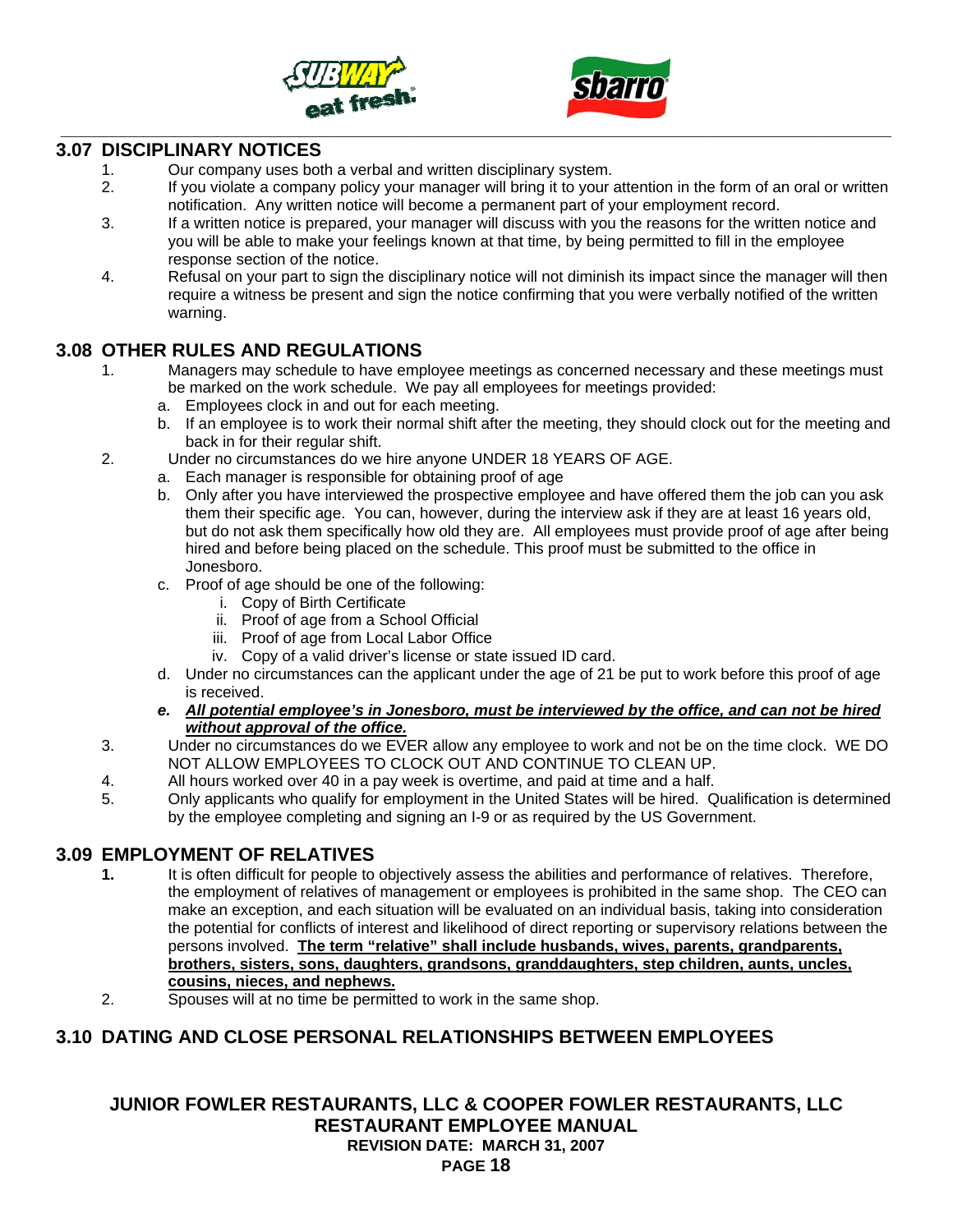## 3.07 DISCIPLINARY NOTICES

1. Our company uses both a verbal and written disciplinary system.
2. If you violate a company policy your manager will bring it to your attention in the form of an oral or written notification. Any written notice will become a permanent part of your employment record.
3. If a written notice is prepared, your manager will discuss with you the reasons for the written notice and you will be able to make your feelings known at that time, by being permitted to fill in the employee response section of the notice.
4. Refusal on your part to sign the disciplinary notice will not diminish its impact since the manager will then require a witness be present and sign the notice confirming that you were verbally notified of the written warning.

## 3.08 OTHER RULES AND REGULATIONS

1. Managers may schedule to have employee meetings as concerned necessary and these meetings must be marked on the work schedule. We pay all employees for meetings provided:
   a. Employees clock in and out for each meeting.
   b. If an employee is to work their normal shift after the meeting, they should clock out for the meeting and back in for their regular shift.
2. Under no circumstances do we hire anyone UNDER 18 YEARS OF AGE.
   a. Each manager is responsible for obtaining proof of age
   b. Only after you have interviewed the prospective employee and have offered them the job can you ask them their specific age. You can, however, during the interview ask if they are at least 16 years old, but do not ask them specifically how old they are. All employees must provide proof of age after being hired and before being placed on the schedule. This proof must be submitted to the office in Jonesboro.
   c. Proof of age should be one of the following:
      i. Copy of Birth Certificate
      ii. Proof of age from a School Official
      iii. Proof of age from Local Labor Office
      iv. Copy of a valid driver's license or state issued ID card.
   d. Under no circumstances can the applicant under the age of 21 be put to work before this proof of age is received.
   e. ***<u>All potential employee's in Jonesboro, must be interviewed by the office, and can not be hired without approval of the office.</u>***
3. Under no circumstances do we EVER allow any employee to work and not be on the time clock. WE DO NOT ALLOW EMPLOYEES TO CLOCK OUT AND CONTINUE TO CLEAN UP.
4. All hours worked over 40 in a pay week is overtime, and paid at time and a half.
5. Only applicants who qualify for employment in the United States will be hired. Qualification is determined by the employee completing and signing an I-9 or as required by the US Government.

## 3.09 EMPLOYMENT OF RELATIVES

1. It is often difficult for people to objectively assess the abilities and performance of relatives. Therefore, the employment of relatives of management or employees is prohibited in the same shop. The CEO can make an exception, and each situation will be evaluated on an individual basis, taking into consideration the potential for conflicts of interest and likelihood of direct reporting or supervisory relations between the persons involved. **<u>The term "relative" shall include husbands, wives, parents, grandparents, brothers, sisters, sons, daughters, grandsons, granddaughters, step children, aunts, uncles, cousins, nieces, and nephews.</u>**
2. Spouses will at no time be permitted to work in the same shop.

## 3.10 DATING AND CLOSE PERSONAL RELATIONSHIPS BETWEEN EMPLOYEES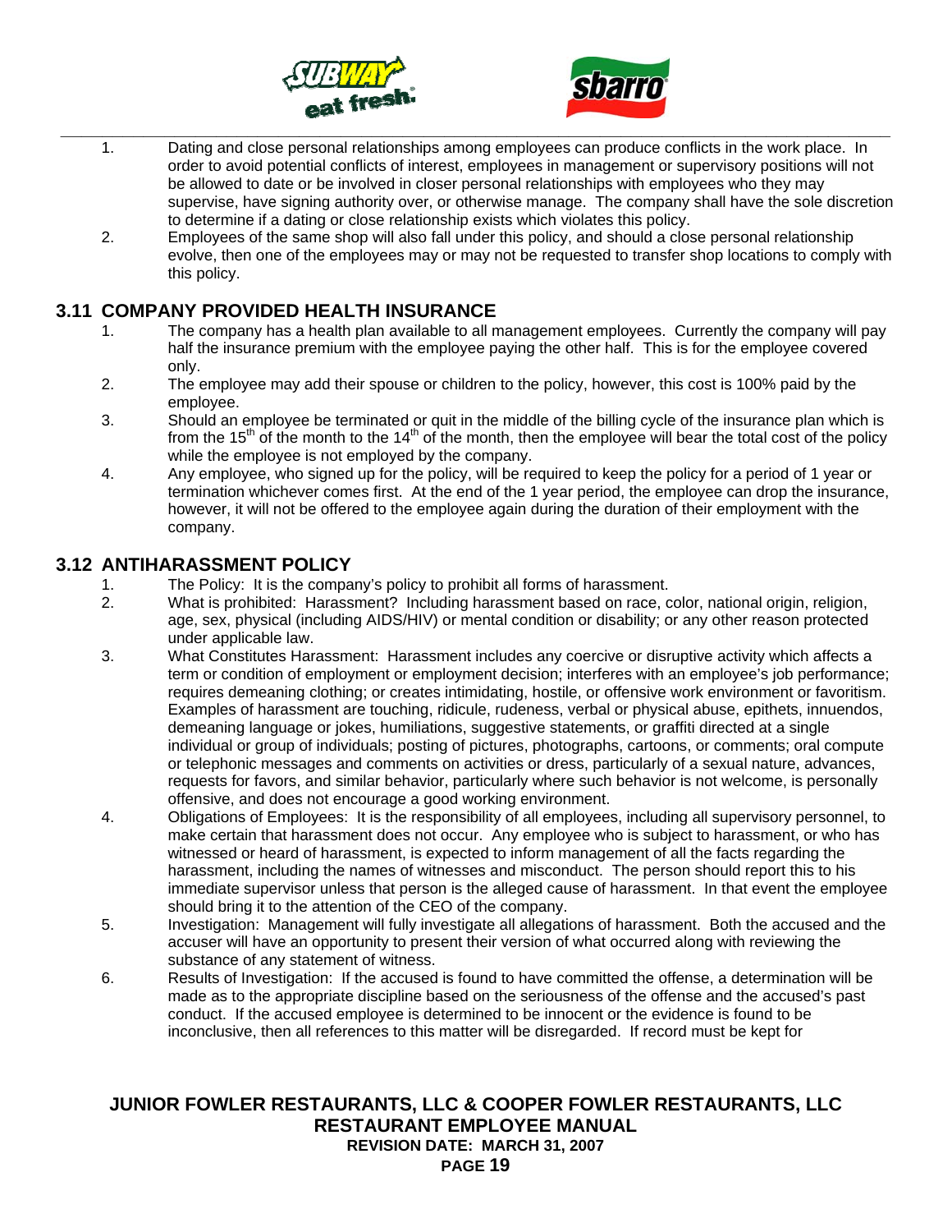1. Dating and close personal relationships among employees can produce conflicts in the work place. In order to avoid potential conflicts of interest, employees in management or supervisory positions will not be allowed to date or be involved in closer personal relationships with employees who they may supervise, have signing authority over, or otherwise manage. The company shall have the sole discretion to determine if a dating or close relationship exists which violates this policy.
2. Employees of the same shop will also fall under this policy, and should a close personal relationship evolve, then one of the employees may or may not be requested to transfer shop locations to comply with this policy.

## 3.11 COMPANY PROVIDED HEALTH INSURANCE

1. The company has a health plan available to all management employees. Currently the company will pay half the insurance premium with the employee paying the other half. This is for the employee covered only.
2. The employee may add their spouse or children to the policy, however, this cost is 100% paid by the employee.
3. Should an employee be terminated or quit in the middle of the billing cycle of the insurance plan which is from the 15th of the month to the 14th of the month, then the employee will bear the total cost of the policy while the employee is not employed by the company.
4. Any employee, who signed up for the policy, will be required to keep the policy for a period of 1 year or termination whichever comes first. At the end of the 1 year period, the employee can drop the insurance, however, it will not be offered to the employee again during the duration of their employment with the company.

## 3.12 ANTIHARASSMENT POLICY

1. The Policy: It is the company's policy to prohibit all forms of harassment.
2. What is prohibited: Harassment? Including harassment based on race, color, national origin, religion, age, sex, physical (including AIDS/HIV) or mental condition or disability; or any other reason protected under applicable law.
3. What Constitutes Harassment: Harassment includes any coercive or disruptive activity which affects a term or condition of employment or employment decision; interferes with an employee's job performance; requires demeaning clothing; or creates intimidating, hostile, or offensive work environment or favoritism. Examples of harassment are touching, ridicule, rudeness, verbal or physical abuse, epithets, innuendos, demeaning language or jokes, humiliations, suggestive statements, or graffiti directed at a single individual or group of individuals; posting of pictures, photographs, cartoons, or comments; oral compute or telephonic messages and comments on activities or dress, particularly of a sexual nature, advances, requests for favors, and similar behavior, particularly where such behavior is not welcome, is personally offensive, and does not encourage a good working environment.
4. Obligations of Employees: It is the responsibility of all employees, including all supervisory personnel, to make certain that harassment does not occur. Any employee who is subject to harassment, or who has witnessed or heard of harassment, is expected to inform management of all the facts regarding the harassment, including the names of witnesses and misconduct. The person should report this to his immediate supervisor unless that person is the alleged cause of harassment. In that event the employee should bring it to the attention of the CEO of the company.
5. Investigation: Management will fully investigate all allegations of harassment. Both the accused and the accuser will have an opportunity to present their version of what occurred along with reviewing the substance of any statement of witness.
6. Results of Investigation: If the accused is found to have committed the offense, a determination will be made as to the appropriate discipline based on the seriousness of the offense and the accused's past conduct. If the accused employee is determined to be innocent or the evidence is found to be inconclusive, then all references to this matter will be disregarded. If record must be kept for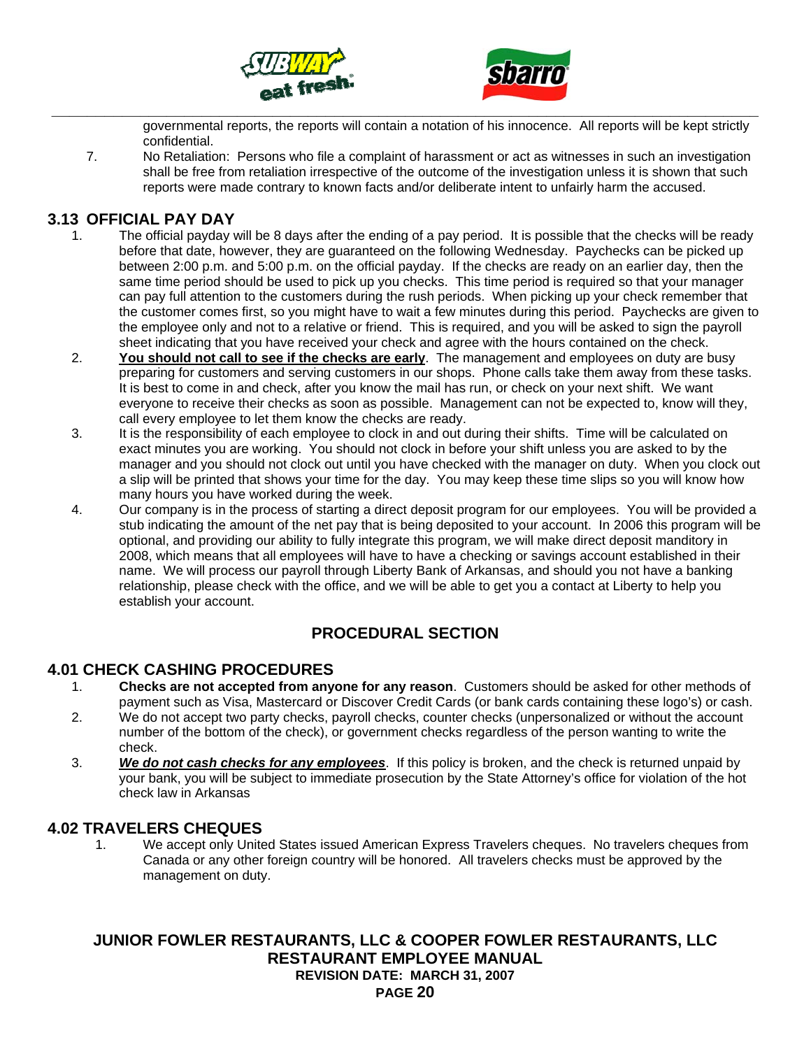governmental reports, the reports will contain a notation of his innocence. All reports will be kept strictly confidential.

7. No Retaliation: Persons who file a complaint of harassment or act as witnesses in such an investigation shall be free from retaliation irrespective of the outcome of the investigation unless it is shown that such reports were made contrary to known facts and/or deliberate intent to unfairly harm the accused.

## 3.13 OFFICIAL PAY DAY

1. The official payday will be 8 days after the ending of a pay period. It is possible that the checks will be ready before that date, however, they are guaranteed on the following Wednesday. Paychecks can be picked up between 2:00 p.m. and 5:00 p.m. on the official payday. If the checks are ready on an earlier day, then the same time period should be used to pick up you checks. This time period is required so that your manager can pay full attention to the customers during the rush periods. When picking up your check remember that the customer comes first, so you might have to wait a few minutes during this period. Paychecks are given to the employee only and not to a relative or friend. This is required, and you will be asked to sign the payroll sheet indicating that you have received your check and agree with the hours contained on the check.
2. **<u>You should not call to see if the checks are early</u>**. The management and employees on duty are busy preparing for customers and serving customers in our shops. Phone calls take them away from these tasks. It is best to come in and check, after you know the mail has run, or check on your next shift. We want everyone to receive their checks as soon as possible. Management can not be expected to, know will they, call every employee to let them know the checks are ready.
3. It is the responsibility of each employee to clock in and out during their shifts. Time will be calculated on exact minutes you are working. You should not clock in before your shift unless you are asked to by the manager and you should not clock out until you have checked with the manager on duty. When you clock out a slip will be printed that shows your time for the day. You may keep these time slips so you will know how many hours you have worked during the week.
4. Our company is in the process of starting a direct deposit program for our employees. You will be provided a stub indicating the amount of the net pay that is being deposited to your account. In 2006 this program will be optional, and providing our ability to fully integrate this program, we will make direct deposit manditory in 2008, which means that all employees will have to have a checking or savings account established in their name. We will process our payroll through Liberty Bank of Arkansas, and should you not have a banking relationship, please check with the office, and we will be able to get you a contact at Liberty to help you establish your account.

# PROCEDURAL SECTION

## 4.01 CHECK CASHING PROCEDURES

1. **Checks are not accepted from anyone for any reason**. Customers should be asked for other methods of payment such as Visa, Mastercard or Discover Credit Cards (or bank cards containing these logo's) or cash.
2. We do not accept two party checks, payroll checks, counter checks (unpersonalized or without the account number of the bottom of the check), or government checks regardless of the person wanting to write the check.
3. ***<u>We do not cash checks for any employees</u>***. If this policy is broken, and the check is returned unpaid by your bank, you will be subject to immediate prosecution by the State Attorney's office for violation of the hot check law in Arkansas

## 4.02 TRAVELERS CHEQUES

1. We accept only United States issued American Express Travelers cheques. No travelers cheques from Canada or any other foreign country will be honored. All travelers checks must be approved by the management on duty.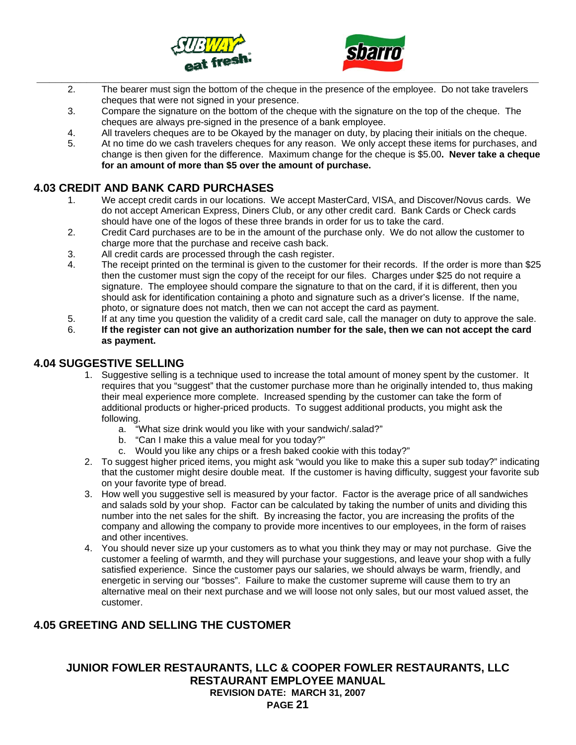2. The bearer must sign the bottom of the cheque in the presence of the employee. Do not take travelers cheques that were not signed in your presence.
3. Compare the signature on the bottom of the cheque with the signature on the top of the cheque. The cheques are always pre-signed in the presence of a bank employee.
4. All travelers cheques are to be Okayed by the manager on duty, by placing their initials on the cheque.
5. At no time do we cash travelers cheques for any reason. We only accept these items for purchases, and change is then given for the difference. Maximum change for the cheque is $5.00**. Never take a cheque for an amount of more than $5 over the amount of purchase.**

## 4.03 CREDIT AND BANK CARD PURCHASES

1. We accept credit cards in our locations. We accept MasterCard, VISA, and Discover/Novus cards. We do not accept American Express, Diners Club, or any other credit card. Bank Cards or Check cards should have one of the logos of these three brands in order for us to take the card.
2. Credit Card purchases are to be in the amount of the purchase only. We do not allow the customer to charge more that the purchase and receive cash back.
3. All credit cards are processed through the cash register.
4. The receipt printed on the terminal is given to the customer for their records. If the order is more than $25 then the customer must sign the copy of the receipt for our files. Charges under $25 do not require a signature. The employee should compare the signature to that on the card, if it is different, then you should ask for identification containing a photo and signature such as a driver's license. If the name, photo, or signature does not match, then we can not accept the card as payment.
5. If at any time you question the validity of a credit card sale, call the manager on duty to approve the sale.
6. **If the register can not give an authorization number for the sale, then we can not accept the card as payment.**

## 4.04 SUGGESTIVE SELLING

1. Suggestive selling is a technique used to increase the total amount of money spent by the customer. It requires that you "suggest" that the customer purchase more than he originally intended to, thus making their meal experience more complete. Increased spending by the customer can take the form of additional products or higher-priced products. To suggest additional products, you might ask the following.
   a. "What size drink would you like with your sandwich/.salad?"
   b. "Can I make this a value meal for you today?"
   c. Would you like any chips or a fresh baked cookie with this today?"
2. To suggest higher priced items, you might ask "would you like to make this a super sub today?" indicating that the customer might desire double meat. If the customer is having difficulty, suggest your favorite sub on your favorite type of bread.
3. How well you suggestive sell is measured by your factor. Factor is the average price of all sandwiches and salads sold by your shop. Factor can be calculated by taking the number of units and dividing this number into the net sales for the shift. By increasing the factor, you are increasing the profits of the company and allowing the company to provide more incentives to our employees, in the form of raises and other incentives.
4. You should never size up your customers as to what you think they may or may not purchase. Give the customer a feeling of warmth, and they will purchase your suggestions, and leave your shop with a fully satisfied experience. Since the customer pays our salaries, we should always be warm, friendly, and energetic in serving our "bosses". Failure to make the customer supreme will cause them to try an alternative meal on their next purchase and we will loose not only sales, but our most valued asset, the customer.

## 4.05 GREETING AND SELLING THE CUSTOMER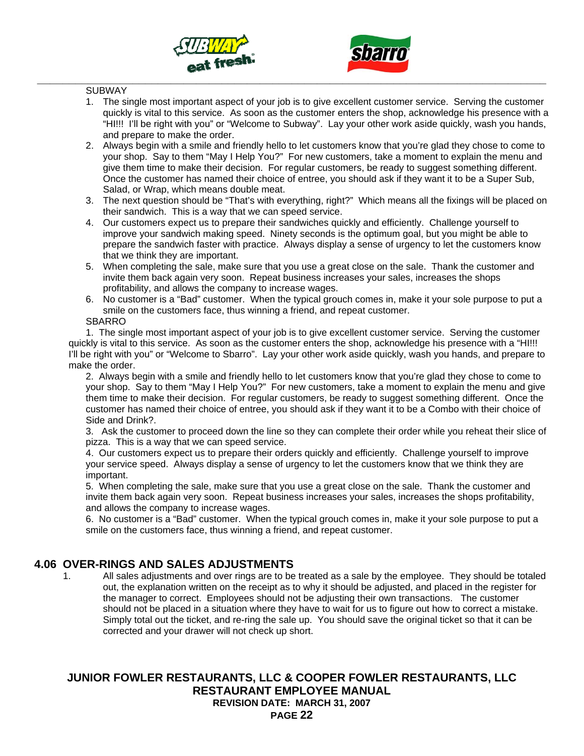SUBWAY

1. The single most important aspect of your job is to give excellent customer service. Serving the customer quickly is vital to this service. As soon as the customer enters the shop, acknowledge his presence with a "HI!!! I'll be right with you" or "Welcome to Subway". Lay your other work aside quickly, wash you hands, and prepare to make the order.
2. Always begin with a smile and friendly hello to let customers know that you're glad they chose to come to your shop. Say to them "May I Help You?" For new customers, take a moment to explain the menu and give them time to make their decision. For regular customers, be ready to suggest something different. Once the customer has named their choice of entree, you should ask if they want it to be a Super Sub, Salad, or Wrap, which means double meat.
3. The next question should be "That's with everything, right?" Which means all the fixings will be placed on their sandwich. This is a way that we can speed service.
4. Our customers expect us to prepare their sandwiches quickly and efficiently. Challenge yourself to improve your sandwich making speed. Ninety seconds is the optimum goal, but you might be able to prepare the sandwich faster with practice. Always display a sense of urgency to let the customers know that we think they are important.
5. When completing the sale, make sure that you use a great close on the sale. Thank the customer and invite them back again very soon. Repeat business increases your sales, increases the shops profitability, and allows the company to increase wages.
6. No customer is a "Bad" customer. When the typical grouch comes in, make it your sole purpose to put a smile on the customers face, thus winning a friend, and repeat customer.

SBARRO

1. The single most important aspect of your job is to give excellent customer service. Serving the customer quickly is vital to this service. As soon as the customer enters the shop, acknowledge his presence with a "HI!!! I'll be right with you" or "Welcome to Sbarro". Lay your other work aside quickly, wash you hands, and prepare to make the order.
2. Always begin with a smile and friendly hello to let customers know that you're glad they chose to come to your shop. Say to them "May I Help You?" For new customers, take a moment to explain the menu and give them time to make their decision. For regular customers, be ready to suggest something different. Once the customer has named their choice of entree, you should ask if they want it to be a Combo with their choice of Side and Drink?.
3. Ask the customer to proceed down the line so they can complete their order while you reheat their slice of pizza. This is a way that we can speed service.
4. Our customers expect us to prepare their orders quickly and efficiently. Challenge yourself to improve your service speed. Always display a sense of urgency to let the customers know that we think they are important.
5. When completing the sale, make sure that you use a great close on the sale. Thank the customer and invite them back again very soon. Repeat business increases your sales, increases the shops profitability, and allows the company to increase wages.
6. No customer is a "Bad" customer. When the typical grouch comes in, make it your sole purpose to put a smile on the customers face, thus winning a friend, and repeat customer.

## 4.06 OVER-RINGS AND SALES ADJUSTMENTS

1. All sales adjustments and over rings are to be treated as a sale by the employee. They should be totaled out, the explanation written on the receipt as to why it should be adjusted, and placed in the register for the manager to correct. Employees should not be adjusting their own transactions. The customer should not be placed in a situation where they have to wait for us to figure out how to correct a mistake. Simply total out the ticket, and re-ring the sale up. You should save the original ticket so that it can be corrected and your drawer will not check up short.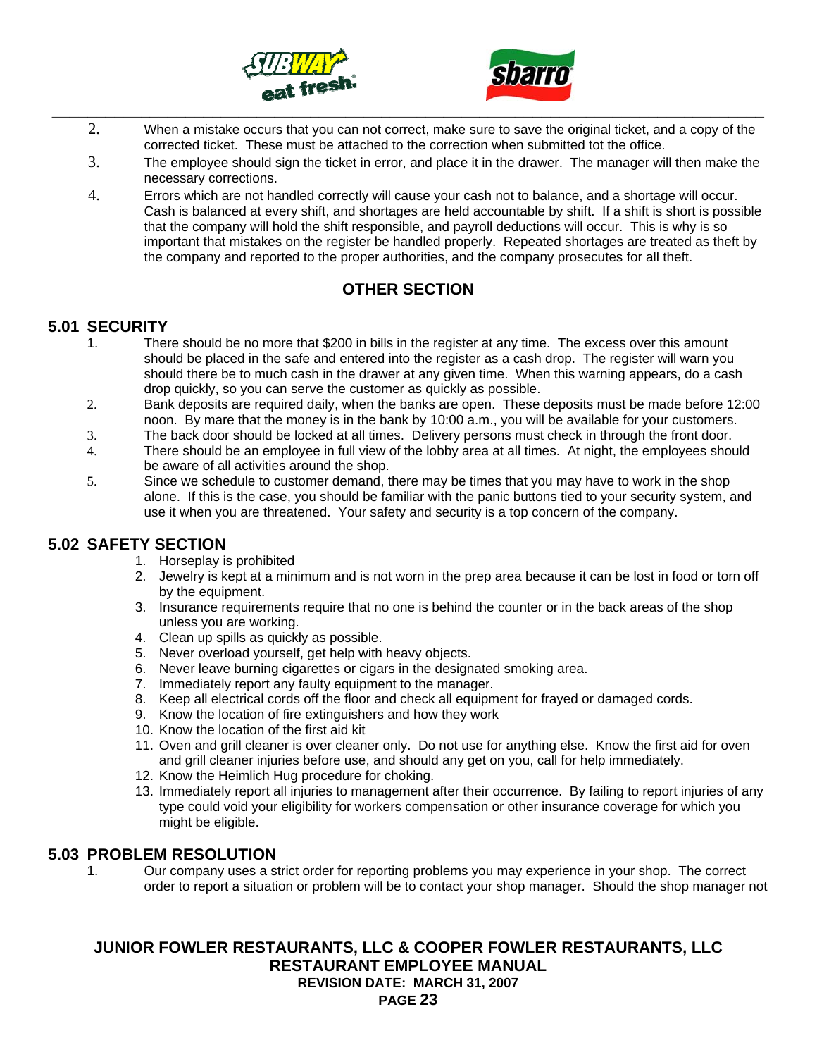2. When a mistake occurs that you can not correct, make sure to save the original ticket, and a copy of the corrected ticket. These must be attached to the correction when submitted tot the office.
3. The employee should sign the ticket in error, and place it in the drawer. The manager will then make the necessary corrections.
4. Errors which are not handled correctly will cause your cash not to balance, and a shortage will occur. Cash is balanced at every shift, and shortages are held accountable by shift. If a shift is short is possible that the company will hold the shift responsible, and payroll deductions will occur. This is why is so important that mistakes on the register be handled properly. Repeated shortages are treated as theft by the company and reported to the proper authorities, and the company prosecutes for all theft.

## OTHER SECTION

### 5.01 SECURITY

1. There should be no more that $200 in bills in the register at any time. The excess over this amount should be placed in the safe and entered into the register as a cash drop. The register will warn you should there be to much cash in the drawer at any given time. When this warning appears, do a cash drop quickly, so you can serve the customer as quickly as possible.
2. Bank deposits are required daily, when the banks are open. These deposits must be made before 12:00 noon. By mare that the money is in the bank by 10:00 a.m., you will be available for your customers.
3. The back door should be locked at all times. Delivery persons must check in through the front door.
4. There should be an employee in full view of the lobby area at all times. At night, the employees should be aware of all activities around the shop.
5. Since we schedule to customer demand, there may be times that you may have to work in the shop alone. If this is the case, you should be familiar with the panic buttons tied to your security system, and use it when you are threatened. Your safety and security is a top concern of the company.

### 5.02 SAFETY SECTION

1. Horseplay is prohibited
2. Jewelry is kept at a minimum and is not worn in the prep area because it can be lost in food or torn off by the equipment.
3. Insurance requirements require that no one is behind the counter or in the back areas of the shop unless you are working.
4. Clean up spills as quickly as possible.
5. Never overload yourself, get help with heavy objects.
6. Never leave burning cigarettes or cigars in the designated smoking area.
7. Immediately report any faulty equipment to the manager.
8. Keep all electrical cords off the floor and check all equipment for frayed or damaged cords.
9. Know the location of fire extinguishers and how they work
10. Know the location of the first aid kit
11. Oven and grill cleaner is over cleaner only. Do not use for anything else. Know the first aid for oven and grill cleaner injuries before use, and should any get on you, call for help immediately.
12. Know the Heimlich Hug procedure for choking.
13. Immediately report all injuries to management after their occurrence. By failing to report injuries of any type could void your eligibility for workers compensation or other insurance coverage for which you might be eligible.

### 5.03 PROBLEM RESOLUTION

1. Our company uses a strict order for reporting problems you may experience in your shop. The correct order to report a situation or problem will be to contact your shop manager. Should the shop manager not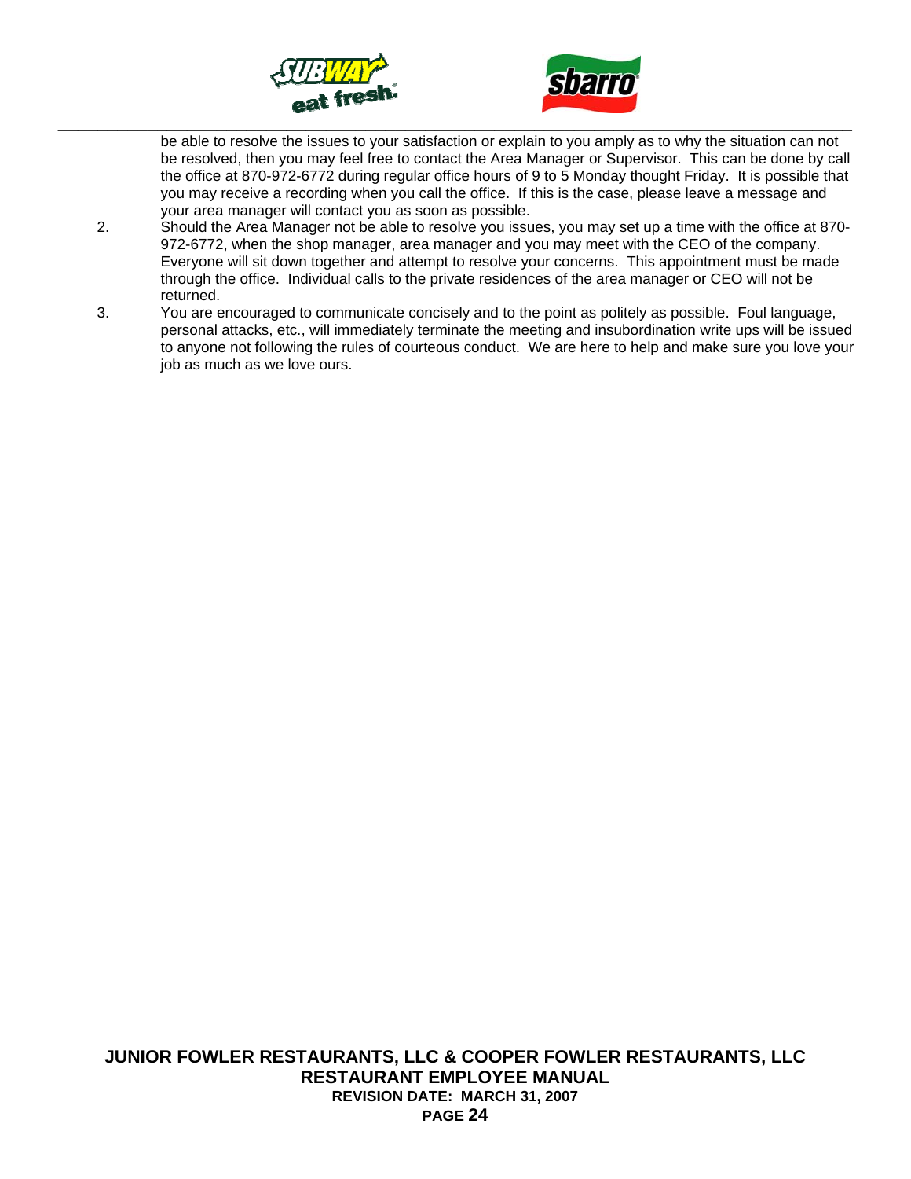be able to resolve the issues to your satisfaction or explain to you amply as to why the situation can not be resolved, then you may feel free to contact the Area Manager or Supervisor. This can be done by call the office at 870-972-6772 during regular office hours of 9 to 5 Monday thought Friday. It is possible that you may receive a recording when you call the office. If this is the case, please leave a message and your area manager will contact you as soon as possible.

2. Should the Area Manager not be able to resolve you issues, you may set up a time with the office at 870-972-6772, when the shop manager, area manager and you may meet with the CEO of the company. Everyone will sit down together and attempt to resolve your concerns. This appointment must be made through the office. Individual calls to the private residences of the area manager or CEO will not be returned.

3. You are encouraged to communicate concisely and to the point as politely as possible. Foul language, personal attacks, etc., will immediately terminate the meeting and insubordination write ups will be issued to anyone not following the rules of courteous conduct. We are here to help and make sure you love your job as much as we love ours.